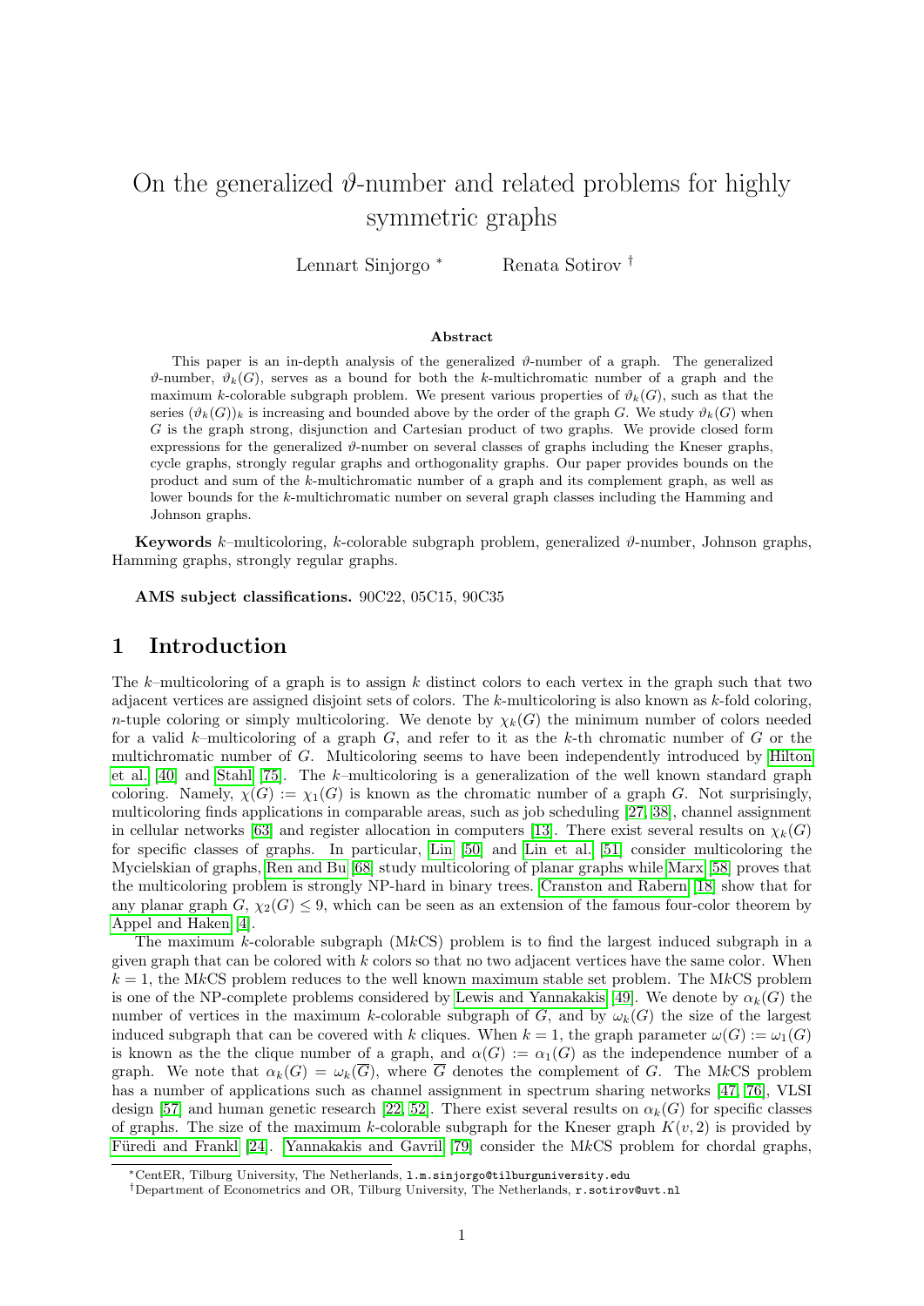# On the generalized $\vartheta$-number and related problems for highly symmetric graphs

Lennart Sinjorgo [*] Renata Sotirov [†]

### Abstract

This paper is an in-depth analysis of the generalized $\vartheta$-number of a graph. The generalized $\vartheta$-number, $\vartheta_k(G)$, serves as a bound for both the $k$-multichromatic number of a graph and the maximum $k$-colorable subgraph problem. We present various properties of $\vartheta_k(G)$, such as that the series $(\vartheta_k(G))_k$ is increasing and bounded above by the order of the graph $G$. We study $\vartheta_k(G)$ when $G$ is the graph strong, disjunction and Cartesian product of two graphs. We provide closed form expressions for the generalized $\vartheta$-number on several classes of graphs including the Kneser graphs, cycle graphs, strongly regular graphs and orthogonality graphs. Our paper provides bounds on the product and sum of the $k$-multichromatic number of a graph and its complement graph, as well as lower bounds for the $k$-multichromatic number on several graph classes including the Hamming and Johnson graphs.

**Keywords** $k$–multicoloring, $k$-colorable subgraph problem, generalized $\vartheta$-number, Johnson graphs, Hamming graphs, strongly regular graphs.

**AMS subject classifications.** 90C22, 05C15, 90C35

## 1 Introduction

The $k$–multicoloring of a graph is to assign $k$ distinct colors to each vertex in the graph such that two adjacent vertices are assigned disjoint sets of colors. The $k$-multicoloring is also known as $k$-fold coloring, $n$-tuple coloring or simply multicoloring. We denote by $\chi_k(G)$ the minimum number of colors needed for a valid $k$–multicoloring of a graph $G$, and refer to it as the $k$-th chromatic number of $G$ or the multichromatic number of $G$. Multicoloring seems to have been independently introduced by Hilton et al. [40] and Stahl [75]. The $k$–multicoloring is a generalization of the well known standard graph coloring. Namely, $\chi(G) := \chi_1(G)$ is known as the chromatic number of a graph $G$. Not surprisingly, multicoloring finds applications in comparable areas, such as job scheduling [27, 38], channel assignment in cellular networks [63] and register allocation in computers [13]. There exist several results on $\chi_k(G)$ for specific classes of graphs. In particular, Lin [50] and Lin et al. [51] consider multicoloring the Mycielskian of graphs, Ren and Bu [68] study multicoloring of planar graphs while Marx [58] proves that the multicoloring problem is strongly NP-hard in binary trees. Cranston and Rabern [18] show that for any planar graph $G$, $\chi_2(G) \leq 9$, which can be seen as an extension of the famous four-color theorem by Appel and Haken [4].

The maximum $k$-colorable subgraph (M$k$CS) problem is to find the largest induced subgraph in a given graph that can be colored with $k$ colors so that no two adjacent vertices have the same color. When $k = 1$, the M$k$CS problem reduces to the well known maximum stable set problem. The M$k$CS problem is one of the NP-complete problems considered by Lewis and Yannakakis [49]. We denote by $\alpha_k(G)$ the number of vertices in the maximum $k$-colorable subgraph of $G$, and by $\omega_k(G)$ the size of the largest induced subgraph that can be covered with $k$ cliques. When $k = 1$, the graph parameter $\omega(G) := \omega_1(G)$ is known as the the clique number of a graph, and $\alpha(G) := \alpha_1(G)$ as the independence number of a graph. We note that $\alpha_k(G) = \omega_k(\overline{G})$, where $\overline{G}$ denotes the complement of $G$. The M$k$CS problem has a number of applications such as channel assignment in spectrum sharing networks [47, 76], VLSI design [57] and human genetic research [22, 52]. There exist several results on $\alpha_k(G)$ for specific classes of graphs. The size of the maximum $k$-colorable subgraph for the Kneser graph $K(v, 2)$ is provided by Füredi and Frankl [24]. Yannakakis and Gavril [79] consider the M$k$CS problem for chordal graphs,

[*] CentER, Tilburg University, The Netherlands, l.m.sinjorgo@tilburguniversity.edu

[†] Department of Econometrics and OR, Tilburg University, The Netherlands, r.sotirov@uvt.nl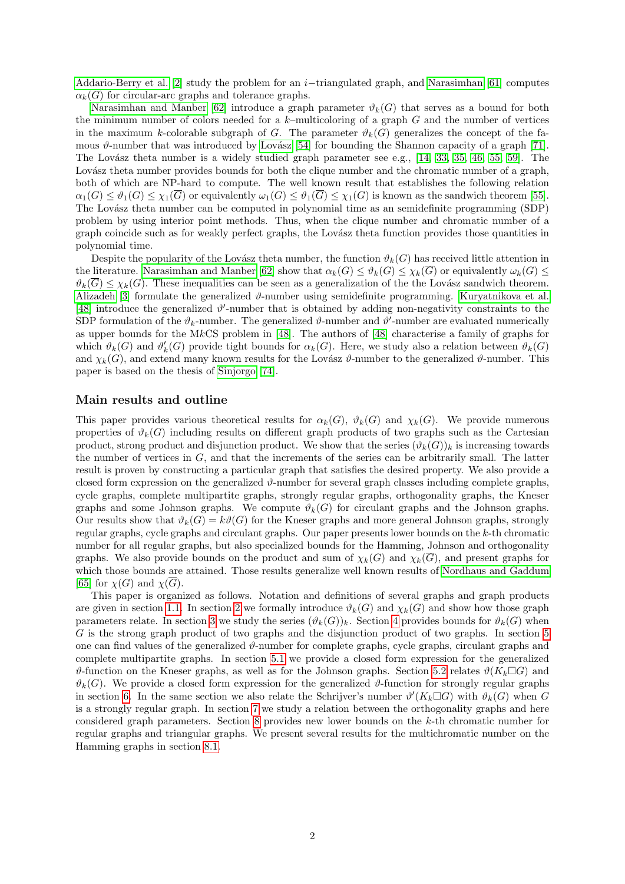Addario-Berry et al. [2] study the problem for an $i-$triangulated graph, and Narasimhan [61] computes $\alpha_k(G)$ for circular-arc graphs and tolerance graphs.

Narasimhan and Manber [62] introduce a graph parameter $\vartheta_k(G)$ that serves as a bound for both the minimum number of colors needed for a $k$–multicoloring of a graph $G$ and the number of vertices in the maximum $k$-colorable subgraph of $G$. The parameter $\vartheta_k(G)$ generalizes the concept of the famous $\vartheta$-number that was introduced by Lovász [54] for bounding the Shannon capacity of a graph [71]. The Lovász theta number is a widely studied graph parameter see e.g., [14, 33, 35, 46, 55, 59]. The Lovász theta number provides bounds for both the clique number and the chromatic number of a graph, both of which are NP-hard to compute. The well known result that establishes the following relation $\alpha_1(G) \leq \vartheta_1(G) \leq \chi_1(\overline{G})$ or equivalently $\omega_1(G) \leq \vartheta_1(\overline{G}) \leq \chi_1(G)$ is known as the sandwich theorem [55]. The Lovász theta number can be computed in polynomial time as an semidefinite programming (SDP) problem by using interior point methods. Thus, when the clique number and chromatic number of a graph coincide such as for weakly perfect graphs, the Lovász theta function provides those quantities in polynomial time.

Despite the popularity of the Lovász theta number, the function $\vartheta_k(G)$ has received little attention in the literature. Narasimhan and Manber [62] show that $\alpha_k(G) \leq \vartheta_k(G) \leq \chi_k(\overline{G})$ or equivalently $\omega_k(G) \leq \vartheta_k(\overline{G}) \leq \chi_k(G)$. These inequalities can be seen as a generalization of the the Lovász sandwich theorem. Alizadeh [3] formulate the generalized $\vartheta$-number using semidefinite programming. Kuryatnikova et al. [48] introduce the generalized $\vartheta'$-number that is obtained by adding non-negativity constraints to the SDP formulation of the $\vartheta_k$-number. The generalized $\vartheta$-number and $\vartheta'$-number are evaluated numerically as upper bounds for the M$k$CS problem in [48]. The authors of [48] characterise a family of graphs for which $\vartheta_k(G)$ and $\vartheta'_k(G)$ provide tight bounds for $\alpha_k(G)$. Here, we study also a relation between $\vartheta_k(G)$ and $\chi_k(G)$, and extend many known results for the Lovász $\vartheta$-number to the generalized $\vartheta$-number. This paper is based on the thesis of Sinjorgo [74].

## Main results and outline

This paper provides various theoretical results for $\alpha_k(G)$, $\vartheta_k(G)$ and $\chi_k(G)$. We provide numerous properties of $\vartheta_k(G)$ including results on different graph products of two graphs such as the Cartesian product, strong product and disjunction product. We show that the series $(\vartheta_k(G))_k$ is increasing towards the number of vertices in $G$, and that the increments of the series can be arbitrarily small. The latter result is proven by constructing a particular graph that satisfies the desired property. We also provide a closed form expression on the generalized $\vartheta$-number for several graph classes including complete graphs, cycle graphs, complete multipartite graphs, strongly regular graphs, orthogonality graphs, the Kneser graphs and some Johnson graphs. We compute $\vartheta_k(G)$ for circulant graphs and the Johnson graphs. Our results show that $\vartheta_k(G) = k\vartheta(G)$ for the Kneser graphs and more general Johnson graphs, strongly regular graphs, cycle graphs and circulant graphs. Our paper presents lower bounds on the $k$-th chromatic number for all regular graphs, but also specialized bounds for the Hamming, Johnson and orthogonality graphs. We also provide bounds on the product and sum of $\chi_k(G)$ and $\chi_k(\overline{G})$, and present graphs for which those bounds are attained. Those results generalize well known results of Nordhaus and Gaddum [65] for $\chi(G)$ and $\chi(\overline{G})$.

This paper is organized as follows. Notation and definitions of several graphs and graph products are given in section 1.1. In section 2 we formally introduce $\vartheta_k(G)$ and $\chi_k(G)$ and show how those graph parameters relate. In section 3 we study the series $(\vartheta_k(G))_k$. Section 4 provides bounds for $\vartheta_k(G)$ when $G$ is the strong graph product of two graphs and the disjunction product of two graphs. In section 5 one can find values of the generalized $\vartheta$-number for complete graphs, cycle graphs, circulant graphs and complete multipartite graphs. In section 5.1 we provide a closed form expression for the generalized $\vartheta$-function on the Kneser graphs, as well as for the Johnson graphs. Section 5.2 relates $\vartheta(K_k \square G)$ and $\vartheta_k(G)$. We provide a closed form expression for the generalized $\vartheta$-function for strongly regular graphs in section 6. In the same section we also relate the Schrijver's number $\vartheta'(K_k \square G)$ with $\vartheta_k(G)$ when $G$ is a strongly regular graph. In section 7 we study a relation between the orthogonality graphs and here considered graph parameters. Section 8 provides new lower bounds on the $k$-th chromatic number for regular graphs and triangular graphs. We present several results for the multichromatic number on the Hamming graphs in section 8.1.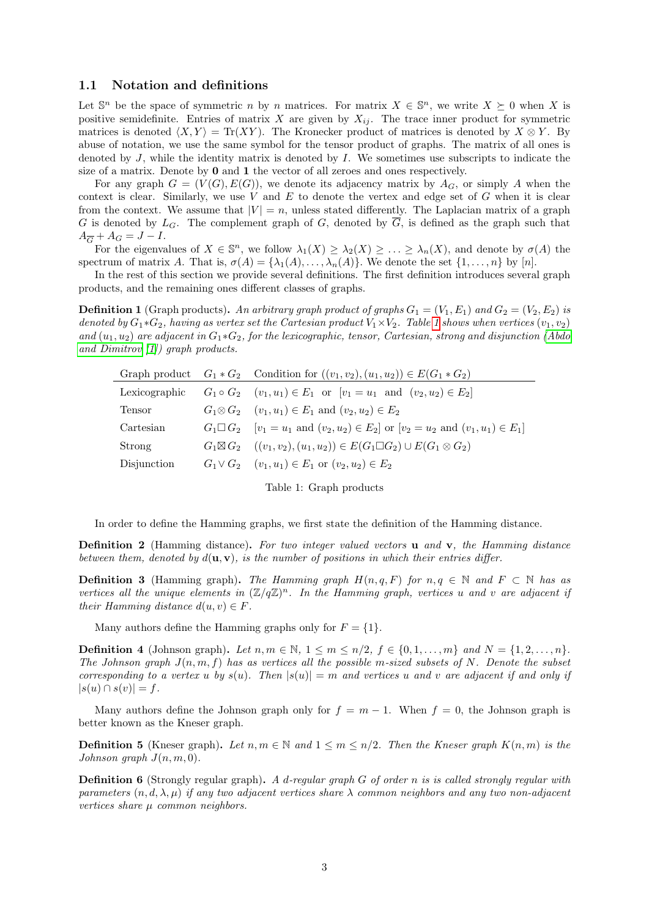### 1.1 Notation and definitions

Let $\mathbb{S}^n$ be the space of symmetric $n$ by $n$ matrices. For matrix $X \in \mathbb{S}^n$, we write $X \succeq 0$ when $X$ is positive semidefinite. Entries of matrix $X$ are given by $X_{ij}$. The trace inner product for symmetric matrices is denoted $\langle X, Y\rangle = \mathrm{Tr}(XY)$. The Kronecker product of matrices is denoted by $X \otimes Y$. By abuse of notation, we use the same symbol for the tensor product of graphs. The matrix of all ones is denoted by $J$, while the identity matrix is denoted by $I$. We sometimes use subscripts to indicate the size of a matrix. Denote by $\mathbf{0}$ and $\mathbf{1}$ the vector of all zeroes and ones respectively.

For any graph $G = (V(G), E(G))$, we denote its adjacency matrix by $A_G$, or simply $A$ when the context is clear. Similarly, we use $V$ and $E$ to denote the vertex and edge set of $G$ when it is clear from the context. We assume that $|V| = n$, unless stated differently. The Laplacian matrix of a graph $G$ is denoted by $L_G$. The complement graph of $G$, denoted by $\overline{G}$, is defined as the graph such that $A_{\overline{G}} + A_G = J - I$.

For the eigenvalues of $X \in \mathbb{S}^n$, we follow $\lambda_1(X) \geq \lambda_2(X) \geq \ldots \geq \lambda_n(X)$, and denote by $\sigma(A)$ the spectrum of matrix $A$. That is, $\sigma(A) = \{\lambda_1(A), \ldots, \lambda_n(A)\}$. We denote the set $\{1, \ldots, n\}$ by $[n]$.

In the rest of this section we provide several definitions. The first definition introduces several graph products, and the remaining ones different classes of graphs.

**Definition 1** (Graph products)**.** *An arbitrary graph product of graphs $G_1 = (V_1, E_1)$ and $G_2 = (V_2, E_2)$ is denoted by $G_1 * G_2$, having as vertex set the Cartesian product $V_1 \times V_2$. Table 1 shows when vertices $(v_1, v_2)$ and $(u_1, u_2)$ are adjacent in $G_1 * G_2$, for the lexicographic, tensor, Cartesian, strong and disjunction (Abdo and Dimitrov [1]) graph products.*

| Graph product | $G_1 * G_2$ | Condition for $((v_1, v_2), (u_1, u_2)) \in E(G_1 * G_2)$ |
|---|---|---|
| Lexicographic | $G_1 \circ G_2$ | $(v_1, u_1) \in E_1$ or $[v_1 = u_1$ and $(v_2, u_2) \in E_2]$ |
| Tensor | $G_1 \otimes G_2$ | $(v_1, u_1) \in E_1$ and $(v_2, u_2) \in E_2$ |
| Cartesian | $G_1 \square G_2$ | $[v_1 = u_1$ and $(v_2, u_2) \in E_2]$ or $[v_2 = u_2$ and $(v_1, u_1) \in E_1]$ |
| Strong | $G_1 \boxtimes G_2$ | $((v_1, v_2), (u_1, u_2)) \in E(G_1 \square G_2) \cup E(G_1 \otimes G_2)$ |
| Disjunction | $G_1 \vee G_2$ | $(v_1, u_1) \in E_1$ or $(v_2, u_2) \in E_2$ |

Table 1: Graph products

In order to define the Hamming graphs, we first state the definition of the Hamming distance.

**Definition 2** (Hamming distance)**.** *For two integer valued vectors $\mathbf{u}$ and $\mathbf{v}$, the Hamming distance between them, denoted by $d(\mathbf{u}, \mathbf{v})$, is the number of positions in which their entries differ.*

**Definition 3** (Hamming graph)**.** *The Hamming graph $H(n, q, F)$ for $n, q \in \mathbb{N}$ and $F \subset \mathbb{N}$ has as vertices all the unique elements in $(\mathbb{Z}/q\mathbb{Z})^n$. In the Hamming graph, vertices $u$ and $v$ are adjacent if their Hamming distance $d(u, v) \in F$.*

Many authors define the Hamming graphs only for $F = \{1\}$.

**Definition 4** (Johnson graph)**.** *Let $n, m \in \mathbb{N}$, $1 \leq m \leq n/2$, $f \in \{0, 1, \ldots, m\}$ and $N = \{1, 2, \ldots, n\}$. The Johnson graph $J(n, m, f)$ has as vertices all the possible $m$-sized subsets of $N$. Denote the subset corresponding to a vertex $u$ by $s(u)$. Then $|s(u)| = m$ and vertices $u$ and $v$ are adjacent if and only if $|s(u) \cap s(v)| = f$.*

Many authors define the Johnson graph only for $f = m - 1$. When $f = 0$, the Johnson graph is better known as the Kneser graph.

**Definition 5** (Kneser graph)**.** *Let $n, m \in \mathbb{N}$ and $1 \leq m \leq n/2$. Then the Kneser graph $K(n, m)$ is the Johnson graph $J(n, m, 0)$.*

**Definition 6** (Strongly regular graph)**.** *A $d$-regular graph $G$ of order $n$ is is called strongly regular with parameters $(n, d, \lambda, \mu)$ if any two adjacent vertices share $\lambda$ common neighbors and any two non-adjacent vertices share $\mu$ common neighbors.*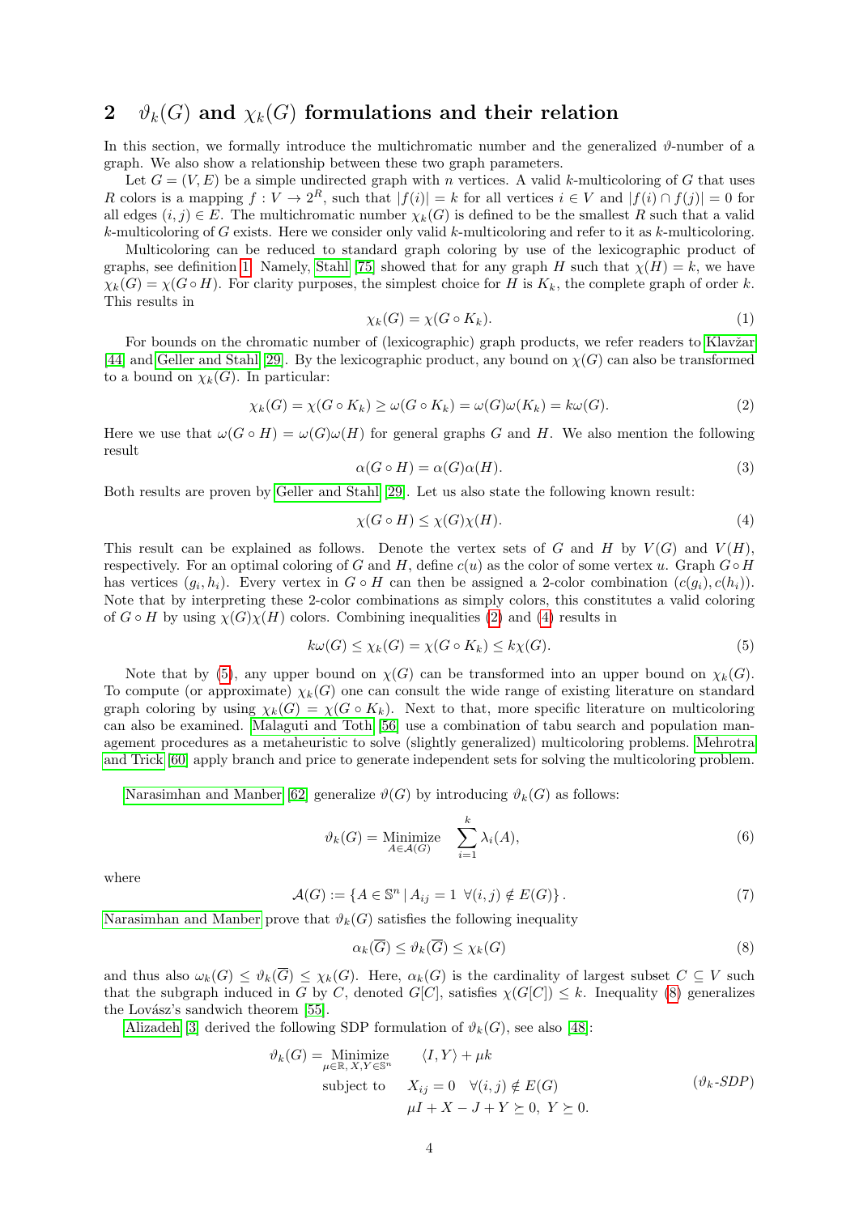## 2 $\vartheta_k(G)$ and $\chi_k(G)$ formulations and their relation

In this section, we formally introduce the multichromatic number and the generalized $\vartheta$-number of a graph. We also show a relationship between these two graph parameters.

Let $G = (V, E)$ be a simple undirected graph with $n$ vertices. A valid $k$-multicoloring of $G$ that uses $R$ colors is a mapping $f : V \to 2^R$, such that $|f(i)| = k$ for all vertices $i \in V$ and $|f(i) \cap f(j)| = 0$ for all edges $(i, j) \in E$. The multichromatic number $\chi_k(G)$ is defined to be the smallest $R$ such that a valid $k$-multicoloring of $G$ exists. Here we consider only valid $k$-multicoloring and refer to it as $k$-multicoloring.

Multicoloring can be reduced to standard graph coloring by use of the lexicographic product of graphs, see definition 1. Namely, Stahl [75] showed that for any graph $H$ such that $\chi(H) = k$, we have $\chi_k(G) = \chi(G \circ H)$. For clarity purposes, the simplest choice for $H$ is $K_k$, the complete graph of order $k$. This results in

$$\chi_k(G) = \chi(G \circ K_k). \tag{1}$$

For bounds on the chromatic number of (lexicographic) graph products, we refer readers to Klavžar [44] and Geller and Stahl [29]. By the lexicographic product, any bound on $\chi(G)$ can also be transformed to a bound on $\chi_k(G)$. In particular:

$$\chi_k(G) = \chi(G \circ K_k) \geq \omega(G \circ K_k) = \omega(G)\omega(K_k) = k\omega(G). \tag{2}$$

Here we use that $\omega(G \circ H) = \omega(G)\omega(H)$ for general graphs $G$ and $H$. We also mention the following result

$$\alpha(G \circ H) = \alpha(G)\alpha(H). \tag{3}$$

Both results are proven by Geller and Stahl [29]. Let us also state the following known result:

$$\chi(G \circ H) \leq \chi(G)\chi(H). \tag{4}$$

This result can be explained as follows. Denote the vertex sets of $G$ and $H$ by $V(G)$ and $V(H)$, respectively. For an optimal coloring of $G$ and $H$, define $c(u)$ as the color of some vertex $u$. Graph $G \circ H$ has vertices $(g_i, h_i)$. Every vertex in $G \circ H$ can then be assigned a 2-color combination $(c(g_i), c(h_i))$. Note that by interpreting these 2-color combinations as simply colors, this constitutes a valid coloring of $G \circ H$ by using $\chi(G)\chi(H)$ colors. Combining inequalities (2) and (4) results in

$$k\omega(G) \leq \chi_k(G) = \chi(G \circ K_k) \leq k\chi(G). \tag{5}$$

Note that by (5), any upper bound on $\chi(G)$ can be transformed into an upper bound on $\chi_k(G)$. To compute (or approximate) $\chi_k(G)$ one can consult the wide range of existing literature on standard graph coloring by using $\chi_k(G) = \chi(G \circ K_k)$. Next to that, more specific literature on multicoloring can also be examined. Malaguti and Toth [56] use a combination of tabu search and population management procedures as a metaheuristic to solve (slightly generalized) multicoloring problems. Mehrotra and Trick [60] apply branch and price to generate independent sets for solving the multicoloring problem.

Narasimhan and Manber [62] generalize $\vartheta(G)$ by introducing $\vartheta_k(G)$ as follows:

$$\vartheta_k(G) = \underset{A \in \mathcal{A}(G)}{\text{Minimize}} \quad \sum_{i=1}^{k} \lambda_i(A), \tag{6}$$

where

$$\mathcal{A}(G) := \{A \in \mathbb{S}^n \,|\, A_{ij} = 1 \ \ \forall (i, j) \notin E(G)\}. \tag{7}$$

Narasimhan and Manber prove that $\vartheta_k(G)$ satisfies the following inequality

$$\alpha_k(\overline{G}) \leq \vartheta_k(\overline{G}) \leq \chi_k(G) \tag{8}$$

and thus also $\omega_k(G) \leq \vartheta_k(\overline{G}) \leq \chi_k(G)$. Here, $\alpha_k(G)$ is the cardinality of largest subset $C \subseteq V$ such that the subgraph induced in $G$ by $C$, denoted $G[C]$, satisfies $\chi(G[C]) \leq k$. Inequality (8) generalizes the Lovász's sandwich theorem [55].

Alizadeh [3] derived the following SDP formulation of $\vartheta_k(G)$, see also [48]:

$$\begin{aligned}
\vartheta_k(G) = \underset{\mu \in \mathbb{R},\, X, Y \in \mathbb{S}^n}{\text{Minimize}} \quad & \langle I, Y \rangle + \mu k \\
\text{subject to} \quad & X_{ij} = 0 \quad \forall (i, j) \notin E(G) \\
& \mu I + X - J + Y \succeq 0, \ Y \succeq 0.
\end{aligned} \tag{$\vartheta_k$-SDP}$$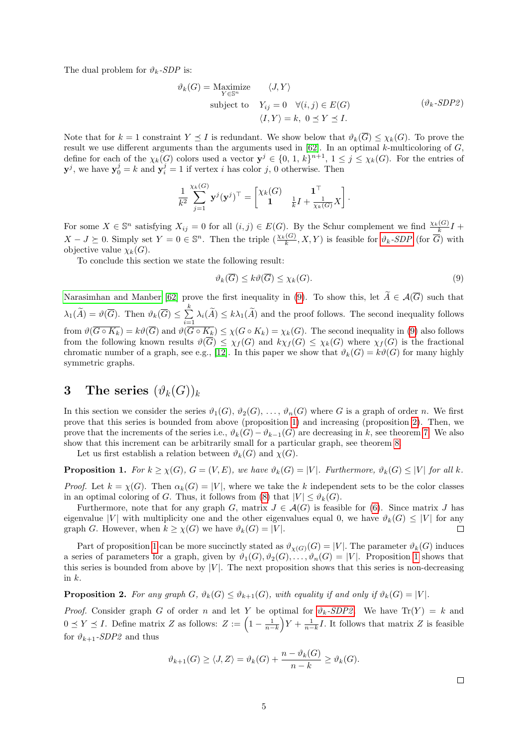The dual problem for $\vartheta_k$-*SDP* is:

$$
\begin{aligned}
\vartheta_k(G) = \underset{Y \in \mathbb{S}^n}{\text{Maximize}} \quad & \langle J, Y \rangle \\
\text{subject to} \quad & Y_{ij} = 0 \quad \forall (i,j) \in E(G) \\
& \langle I, Y \rangle = k, \; 0 \preceq Y \preceq I.
\end{aligned}
\tag{$\vartheta_k$-SDP2}
$$

Note that for $k = 1$ constraint $Y \preceq I$ is redundant. We show below that $\vartheta_k(\overline{G}) \leq \chi_k(G)$. To prove the result we use different arguments than the arguments used in [62]. In an optimal $k$-multicoloring of $G$, define for each of the $\chi_k(G)$ colors used a vector $\mathbf{y}^j \in \{0, 1, k\}^{n+1}$, $1 \leq j \leq \chi_k(G)$. For the entries of $\mathbf{y}^j$, we have $\mathbf{y}^j_0 = k$ and $\mathbf{y}^j_i = 1$ if vertex $i$ has color $j$, 0 otherwise. Then

$$
\frac{1}{k^2} \sum_{j=1}^{\chi_k(G)} \mathbf{y}^j (\mathbf{y}^j)^\top = \begin{bmatrix} \chi_k(G) & \mathbf{1}^\top \\ \mathbf{1} & \frac{1}{k} I + \frac{1}{\chi_k(G)} X \end{bmatrix}.
$$

For some $X \in \mathbb{S}^n$ satisfying $X_{ij} = 0$ for all $(i,j) \in E(G)$. By the Schur complement we find $\frac{\chi_k(G)}{k} I + X - J \succeq 0$. Simply set $Y = 0 \in \mathbb{S}^n$. Then the triple $(\frac{\chi_k(G)}{k}, X, Y)$ is feasible for $\vartheta_k$-*SDP* (for $\overline{G}$) with objective value $\chi_k(G)$.

To conclude this section we state the following result:

$$
\vartheta_k(\overline{G}) \leq k\vartheta(\overline{G}) \leq \chi_k(G). \tag{9}
$$

Narasimhan and Manber [62] prove the first inequality in (9). To show this, let $\widetilde{A} \in \mathcal{A}(\overline{G})$ such that $\lambda_1(\widetilde{A}) = \vartheta(\overline{G})$. Then $\vartheta_k(\overline{G}) \leq \sum_{i=1}^{k} \lambda_i(\widetilde{A}) \leq k\lambda_1(\widetilde{A})$ and the proof follows. The second inequality follows from $\vartheta(\overline{G \circ K_k}) = k\vartheta(\overline{G})$ and $\vartheta(\overline{G \circ K_k}) \leq \chi(G \circ K_k) = \chi_k(G)$. The second inequality in (9) also follows from the following known results $\vartheta(\overline{G}) \leq \chi_f(G)$ and $k\chi_f(G) \leq \chi_k(G)$ where $\chi_f(G)$ is the fractional chromatic number of a graph, see e.g., [12]. In this paper we show that $\vartheta_k(G) = k\vartheta(G)$ for many highly symmetric graphs.

## 3 The series $(\vartheta_k(G))_k$

In this section we consider the series $\vartheta_1(G), \vartheta_2(G), \ldots, \vartheta_n(G)$ where $G$ is a graph of order $n$. We first prove that this series is bounded from above (proposition 1) and increasing (proposition 2). Then, we prove that the increments of the series i.e., $\vartheta_k(G) - \vartheta_{k-1}(G)$ are decreasing in $k$, see theorem 7. We also show that this increment can be arbitrarily small for a particular graph, see theorem 8.

Let us first establish a relation between $\vartheta_k(G)$ and $\chi(G)$.

**Proposition 1.** *For $k \geq \chi(G)$, $G = (V, E)$, we have $\vartheta_k(G) = |V|$. Furthermore, $\vartheta_k(G) \leq |V|$ for all $k$.*

*Proof.* Let $k = \chi(G)$. Then $\alpha_k(G) = |V|$, where we take the $k$ independent sets to be the color classes in an optimal coloring of $G$. Thus, it follows from (8) that $|V| \leq \vartheta_k(G)$.

Furthermore, note that for any graph $G$, matrix $J \in \mathcal{A}(G)$ is feasible for (6). Since matrix $J$ has eigenvalue $|V|$ with multiplicity one and the other eigenvalues equal 0, we have $\vartheta_k(G) \leq |V|$ for any graph $G$. However, when $k \geq \chi(G)$ we have $\vartheta_k(G) = |V|$. ◻

Part of proposition 1 can be more succinctly stated as $\vartheta_{\chi(G)}(G) = |V|$. The parameter $\vartheta_k(G)$ induces a series of parameters for a graph, given by $\vartheta_1(G), \vartheta_2(G), \ldots, \vartheta_n(G) = |V|$. Proposition 1 shows that this series is bounded from above by $|V|$. The next proposition shows that this series is non-decreasing in $k$.

**Proposition 2.** *For any graph $G$, $\vartheta_k(G) \leq \vartheta_{k+1}(G)$, with equality if and only if $\vartheta_k(G) = |V|$.*

*Proof.* Consider graph $G$ of order $n$ and let $Y$ be optimal for $\vartheta_k$-*SDP2*. We have $\text{Tr}(Y) = k$ and $0 \preceq Y \preceq I$. Define matrix $Z$ as follows: $Z := \left(1 - \frac{1}{n-k}\right) Y + \frac{1}{n-k} I$. It follows that matrix $Z$ is feasible for $\vartheta_{k+1}$-*SDP2* and thus

$$
\vartheta_{k+1}(G) \geq \langle J, Z \rangle = \vartheta_k(G) + \frac{n - \vartheta_k(G)}{n-k} \geq \vartheta_k(G).
$$

◻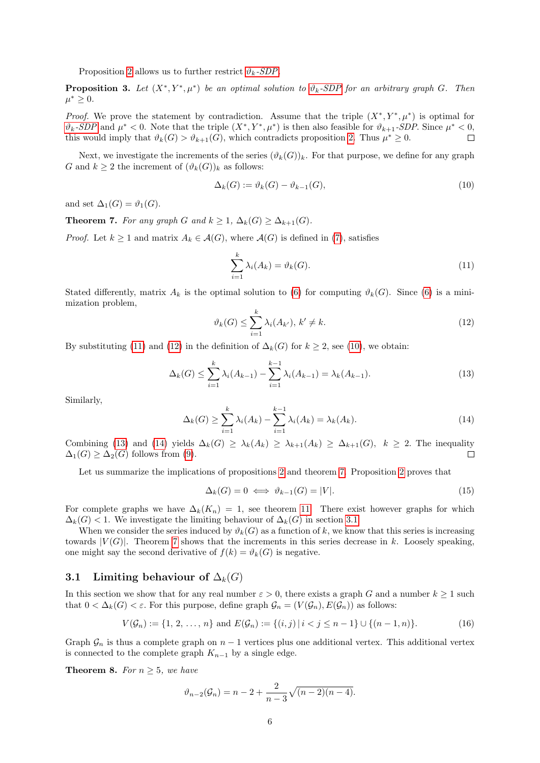Proposition 2 allows us to further restrict $\vartheta_k$-SDP.

**Proposition 3.** *Let $(X^*, Y^*, \mu^*)$ be an optimal solution to $\vartheta_k$-SDP for an arbitrary graph $G$. Then $\mu^* \geq 0$.*

*Proof.* We prove the statement by contradiction. Assume that the triple $(X^*, Y^*, \mu^*)$ is optimal for $\vartheta_k$-SDP and $\mu^* < 0$. Note that the triple $(X^*, Y^*, \mu^*)$ is then also feasible for $\vartheta_{k+1}$-SDP. Since $\mu^* < 0$, this would imply that $\vartheta_k(G) > \vartheta_{k+1}(G)$, which contradicts proposition 2. Thus $\mu^* \geq 0$. □

Next, we investigate the increments of the series $(\vartheta_k(G))_k$. For that purpose, we define for any graph $G$ and $k \geq 2$ the increment of $(\vartheta_k(G))_k$ as follows:

$$\Delta_k(G) := \vartheta_k(G) - \vartheta_{k-1}(G), \tag{10}$$

and set $\Delta_1(G) = \vartheta_1(G)$.

**Theorem 7.** *For any graph $G$ and $k \geq 1$, $\Delta_k(G) \geq \Delta_{k+1}(G)$.*

*Proof.* Let $k \geq 1$ and matrix $A_k \in \mathcal{A}(G)$, where $\mathcal{A}(G)$ is defined in (7), satisfies

$$\sum_{i=1}^{k} \lambda_i(A_k) = \vartheta_k(G). \tag{11}$$

Stated differently, matrix $A_k$ is the optimal solution to (6) for computing $\vartheta_k(G)$. Since (6) is a minimization problem,

$$\vartheta_k(G) \leq \sum_{i=1}^{k} \lambda_i(A_{k'}),\ k' \neq k. \tag{12}$$

By substituting (11) and (12) in the definition of $\Delta_k(G)$ for $k \geq 2$, see (10), we obtain:

$$\Delta_k(G) \leq \sum_{i=1}^{k} \lambda_i(A_{k-1}) - \sum_{i=1}^{k-1} \lambda_i(A_{k-1}) = \lambda_k(A_{k-1}). \tag{13}$$

Similarly,

$$\Delta_k(G) \geq \sum_{i=1}^{k} \lambda_i(A_k) - \sum_{i=1}^{k-1} \lambda_i(A_k) = \lambda_k(A_k). \tag{14}$$

Combining (13) and (14) yields $\Delta_k(G) \geq \lambda_k(A_k) \geq \lambda_{k+1}(A_k) \geq \Delta_{k+1}(G),\ \ k \geq 2$. The inequality $\Delta_1(G) \geq \Delta_2(G)$ follows from (9). □

Let us summarize the implications of propositions 2 and theorem 7. Proposition 2 proves that

$$\Delta_k(G) = 0 \iff \vartheta_{k-1}(G) = |V|. \tag{15}$$

For complete graphs we have $\Delta_k(K_n) = 1$, see theorem 11. There exist however graphs for which $\Delta_k(G) < 1$. We investigate the limiting behaviour of $\Delta_k(G)$ in section 3.1.

When we consider the series induced by $\vartheta_k(G)$ as a function of $k$, we know that this series is increasing towards $|V(G)|$. Theorem 7 shows that the increments in this series decrease in $k$. Loosely speaking, one might say the second derivative of $f(k) = \vartheta_k(G)$ is negative.

## 3.1 Limiting behaviour of $\Delta_k(G)$

In this section we show that for any real number $\varepsilon > 0$, there exists a graph $G$ and a number $k \geq 1$ such that $0 < \Delta_k(G) < \varepsilon$. For this purpose, define graph $\mathcal{G}_n = (V(\mathcal{G}_n), E(\mathcal{G}_n))$ as follows:

$$V(\mathcal{G}_n) := \{1, 2, \ldots, n\} \text{ and } E(\mathcal{G}_n) := \{(i,j) \,|\, i < j \leq n-1\} \cup \{(n-1, n)\}. \tag{16}$$

Graph $\mathcal{G}_n$ is thus a complete graph on $n-1$ vertices plus one additional vertex. This additional vertex is connected to the complete graph $K_{n-1}$ by a single edge.

**Theorem 8.** *For $n \geq 5$, we have*

$$\vartheta_{n-2}(\mathcal{G}_n) = n - 2 + \frac{2}{n-3}\sqrt{(n-2)(n-4)}.$$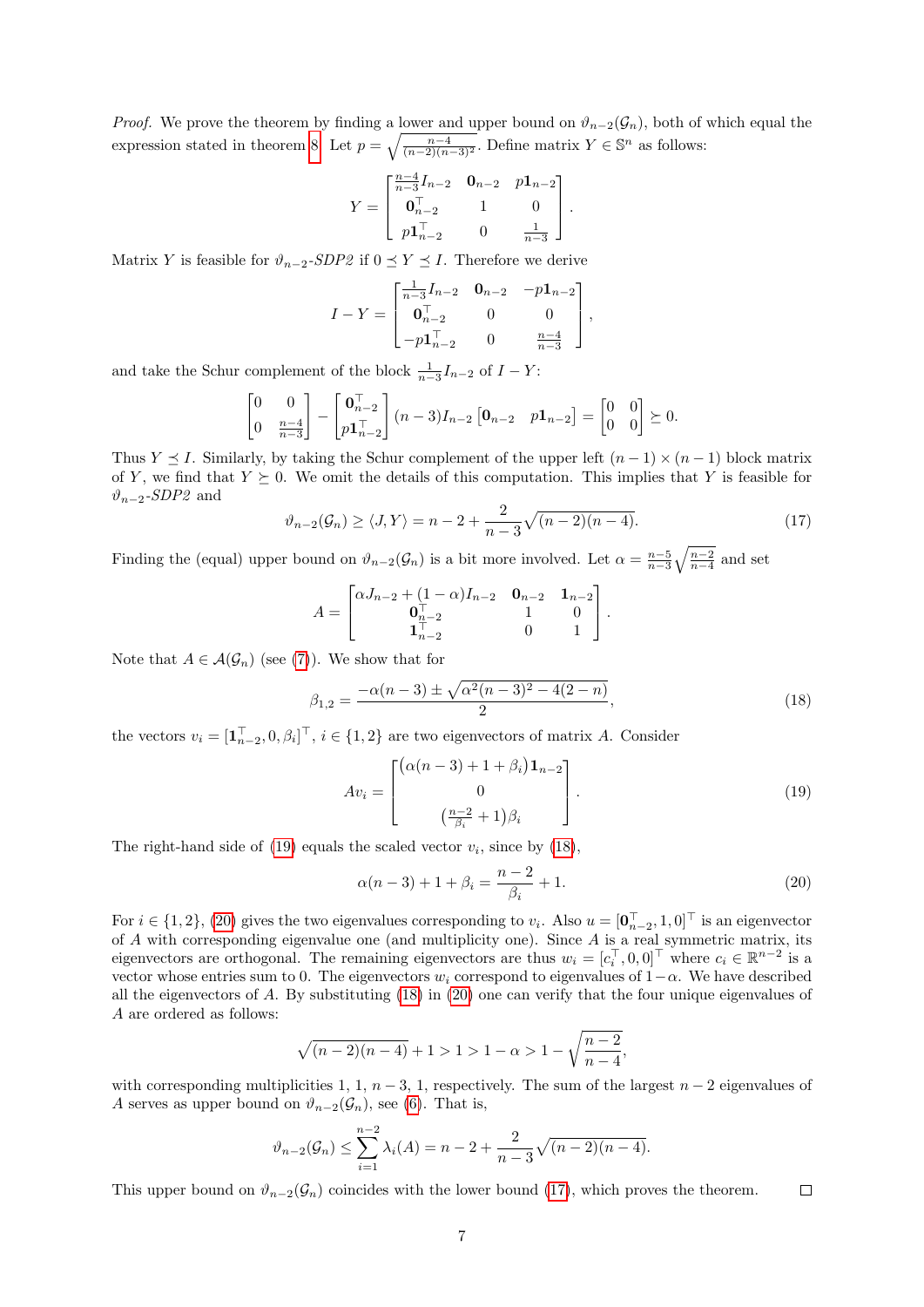*Proof.* We prove the theorem by finding a lower and upper bound on $\vartheta_{n-2}(\mathcal{G}_n)$, both of which equal the expression stated in theorem 8. Let $p = \sqrt{\frac{n-4}{(n-2)(n-3)^2}}$. Define matrix $Y \in \mathbb{S}^n$ as follows:

$$Y = \begin{bmatrix} \frac{n-4}{n-3} I_{n-2} & \mathbf{0}_{n-2} & p\mathbf{1}_{n-2} \\ \mathbf{0}_{n-2}^\top & 1 & 0 \\ p\mathbf{1}_{n-2}^\top & 0 & \frac{1}{n-3} \end{bmatrix}.$$

Matrix $Y$ is feasible for $\vartheta_{n-2}$*-SDP2* if $0 \preceq Y \preceq I$. Therefore we derive

$$I - Y = \begin{bmatrix} \frac{1}{n-3} I_{n-2} & \mathbf{0}_{n-2} & -p\mathbf{1}_{n-2} \\ \mathbf{0}_{n-2}^\top & 0 & 0 \\ -p\mathbf{1}_{n-2}^\top & 0 & \frac{n-4}{n-3} \end{bmatrix},$$

and take the Schur complement of the block $\frac{1}{n-3} I_{n-2}$ of $I - Y$:

$$\begin{bmatrix} 0 & 0 \\ 0 & \frac{n-4}{n-3} \end{bmatrix} - \begin{bmatrix} \mathbf{0}_{n-2}^\top \\ p\mathbf{1}_{n-2}^\top \end{bmatrix} (n-3) I_{n-2} \begin{bmatrix} \mathbf{0}_{n-2} & p\mathbf{1}_{n-2} \end{bmatrix} = \begin{bmatrix} 0 & 0 \\ 0 & 0 \end{bmatrix} \succeq 0.$$

Thus $Y \preceq I$. Similarly, by taking the Schur complement of the upper left $(n-1) \times (n-1)$ block matrix of $Y$, we find that $Y \succeq 0$. We omit the details of this computation. This implies that $Y$ is feasible for $\vartheta_{n-2}$*-SDP2* and

$$\vartheta_{n-2}(\mathcal{G}_n) \geq \langle J, Y \rangle = n - 2 + \frac{2}{n-3}\sqrt{(n-2)(n-4)}. \tag{17}$$

Finding the (equal) upper bound on $\vartheta_{n-2}(\mathcal{G}_n)$ is a bit more involved. Let $\alpha = \frac{n-5}{n-3}\sqrt{\frac{n-2}{n-4}}$ and set

$$A = \begin{bmatrix} \alpha J_{n-2} + (1-\alpha) I_{n-2} & \mathbf{0}_{n-2} & \mathbf{1}_{n-2} \\ \mathbf{0}_{n-2}^\top & 1 & 0 \\ \mathbf{1}_{n-2}^\top & 0 & 1 \end{bmatrix}.$$

Note that $A \in \mathcal{A}(\mathcal{G}_n)$ (see (7)). We show that for

$$\beta_{1,2} = \frac{-\alpha(n-3) \pm \sqrt{\alpha^2(n-3)^2 - 4(2-n)}}{2}, \tag{18}$$

the vectors $v_i = [\mathbf{1}_{n-2}^\top, 0, \beta_i]^\top$, $i \in \{1, 2\}$ are two eigenvectors of matrix $A$. Consider

$$A v_i = \begin{bmatrix} \big(\alpha(n-3) + 1 + \beta_i\big)\mathbf{1}_{n-2} \\ 0 \\ \big(\frac{n-2}{\beta_i} + 1\big)\beta_i \end{bmatrix}. \tag{19}$$

The right-hand side of (19) equals the scaled vector $v_i$, since by (18),

$$\alpha(n-3) + 1 + \beta_i = \frac{n-2}{\beta_i} + 1. \tag{20}$$

For $i \in \{1, 2\}$, (20) gives the two eigenvalues corresponding to $v_i$. Also $u = [\mathbf{0}_{n-2}^\top, 1, 0]^\top$ is an eigenvector of $A$ with corresponding eigenvalue one (and multiplicity one). Since $A$ is a real symmetric matrix, its eigenvectors are orthogonal. The remaining eigenvectors are thus $w_i = [c_i^\top, 0, 0]^\top$ where $c_i \in \mathbb{R}^{n-2}$ is a vector whose entries sum to 0. The eigenvectors $w_i$ correspond to eigenvalues of $1 - \alpha$. We have described all the eigenvectors of $A$. By substituting (18) in (20) one can verify that the four unique eigenvalues of $A$ are ordered as follows:

$$\sqrt{(n-2)(n-4)} + 1 > 1 > 1 - \alpha > 1 - \sqrt{\frac{n-2}{n-4}},$$

with corresponding multiplicities 1, 1, $n-3$, 1, respectively. The sum of the largest $n-2$ eigenvalues of $A$ serves as upper bound on $\vartheta_{n-2}(\mathcal{G}_n)$, see (6). That is,

$$\vartheta_{n-2}(\mathcal{G}_n) \leq \sum_{i=1}^{n-2} \lambda_i(A) = n - 2 + \frac{2}{n-3}\sqrt{(n-2)(n-4)}.$$

This upper bound on $\vartheta_{n-2}(\mathcal{G}_n)$ coincides with the lower bound (17), which proves the theorem. $\square$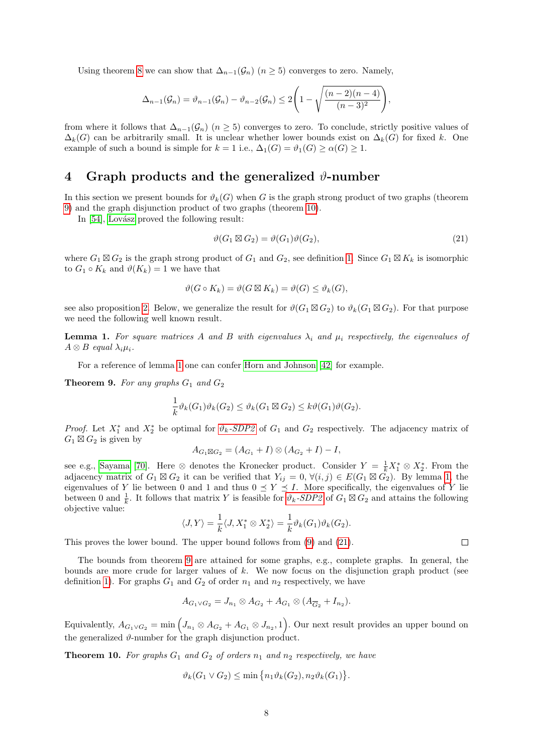Using theorem 8 we can show that $\Delta_{n-1}(\mathcal{G}_n)$ $(n \geq 5)$ converges to zero. Namely,

$$\Delta_{n-1}(\mathcal{G}_n) = \vartheta_{n-1}(\mathcal{G}_n) - \vartheta_{n-2}(\mathcal{G}_n) \leq 2\left(1 - \sqrt{\frac{(n-2)(n-4)}{(n-3)^2}}\right),$$

from where it follows that $\Delta_{n-1}(\mathcal{G}_n)$ $(n \geq 5)$ converges to zero. To conclude, strictly positive values of $\Delta_k(G)$ can be arbitrarily small. It is unclear whether lower bounds exist on $\Delta_k(G)$ for fixed $k$. One example of such a bound is simple for $k = 1$ i.e., $\Delta_1(G) = \vartheta_1(G) \geq \alpha(G) \geq 1$.

# 4 Graph products and the generalized $\vartheta$-number

In this section we present bounds for $\vartheta_k(G)$ when $G$ is the graph strong product of two graphs (theorem 9) and the graph disjunction product of two graphs (theorem 10).

In [54], Lovász proved the following result:

$$\vartheta(G_1 \boxtimes G_2) = \vartheta(G_1)\vartheta(G_2), \tag{21}$$

where $G_1 \boxtimes G_2$ is the graph strong product of $G_1$ and $G_2$, see definition 1. Since $G_1 \boxtimes K_k$ is isomorphic to $G_1 \circ K_k$ and $\vartheta(K_k) = 1$ we have that

$$\vartheta(G \circ K_k) = \vartheta(G \boxtimes K_k) = \vartheta(G) \leq \vartheta_k(G),$$

see also proposition 2. Below, we generalize the result for $\vartheta(G_1 \boxtimes G_2)$ to $\vartheta_k(G_1 \boxtimes G_2)$. For that purpose we need the following well known result.

**Lemma 1.** *For square matrices $A$ and $B$ with eigenvalues $\lambda_i$ and $\mu_i$ respectively, the eigenvalues of $A \otimes B$ equal $\lambda_i \mu_i$.*

For a reference of lemma 1 one can confer Horn and Johnson [42] for example.

**Theorem 9.** *For any graphs $G_1$ and $G_2$*

$$\frac{1}{k}\vartheta_k(G_1)\vartheta_k(G_2) \leq \vartheta_k(G_1 \boxtimes G_2) \leq k\vartheta(G_1)\vartheta(G_2).$$

*Proof.* Let $X_1^*$ and $X_2^*$ be optimal for $\vartheta_k$-SDP2 of $G_1$ and $G_2$ respectively. The adjacency matrix of $G_1 \boxtimes G_2$ is given by

$$A_{G_1 \boxtimes G_2} = (A_{G_1} + I) \otimes (A_{G_2} + I) - I,$$

see e.g., Sayama [70]. Here $\otimes$ denotes the Kronecker product. Consider $Y = \frac{1}{k}X_1^* \otimes X_2^*$. From the adjacency matrix of $G_1 \boxtimes G_2$ it can be verified that $Y_{ij} = 0$, $\forall (i,j) \in E(G_1 \boxtimes G_2)$. By lemma 1, the eigenvalues of $Y$ lie between 0 and 1 and thus $0 \preceq Y \preceq I$. More specifically, the eigenvalues of $Y$ lie between 0 and $\frac{1}{k}$. It follows that matrix $Y$ is feasible for $\vartheta_k$-SDP2 of $G_1 \boxtimes G_2$ and attains the following objective value:

$$\langle J, Y \rangle = \frac{1}{k}\langle J, X_1^* \otimes X_2^* \rangle = \frac{1}{k}\vartheta_k(G_1)\vartheta_k(G_2).$$

This proves the lower bound. The upper bound follows from (9) and (21). $\square$

The bounds from theorem 9 are attained for some graphs, e.g., complete graphs. In general, the bounds are more crude for larger values of $k$. We now focus on the disjunction graph product (see definition 1). For graphs $G_1$ and $G_2$ of order $n_1$ and $n_2$ respectively, we have

$$A_{G_1 \vee G_2} = J_{n_1} \otimes A_{G_2} + A_{G_1} \otimes (A_{\overline{G}_2} + I_{n_2}).$$

Equivalently, $A_{G_1 \vee G_2} = \min\left(J_{n_1} \otimes A_{G_2} + A_{G_1} \otimes J_{n_2}, 1\right)$. Our next result provides an upper bound on the generalized $\vartheta$-number for the graph disjunction product.

**Theorem 10.** *For graphs $G_1$ and $G_2$ of orders $n_1$ and $n_2$ respectively, we have*

$$\vartheta_k(G_1 \vee G_2) \leq \min\left\{n_1\vartheta_k(G_2), n_2\vartheta_k(G_1)\right\}.$$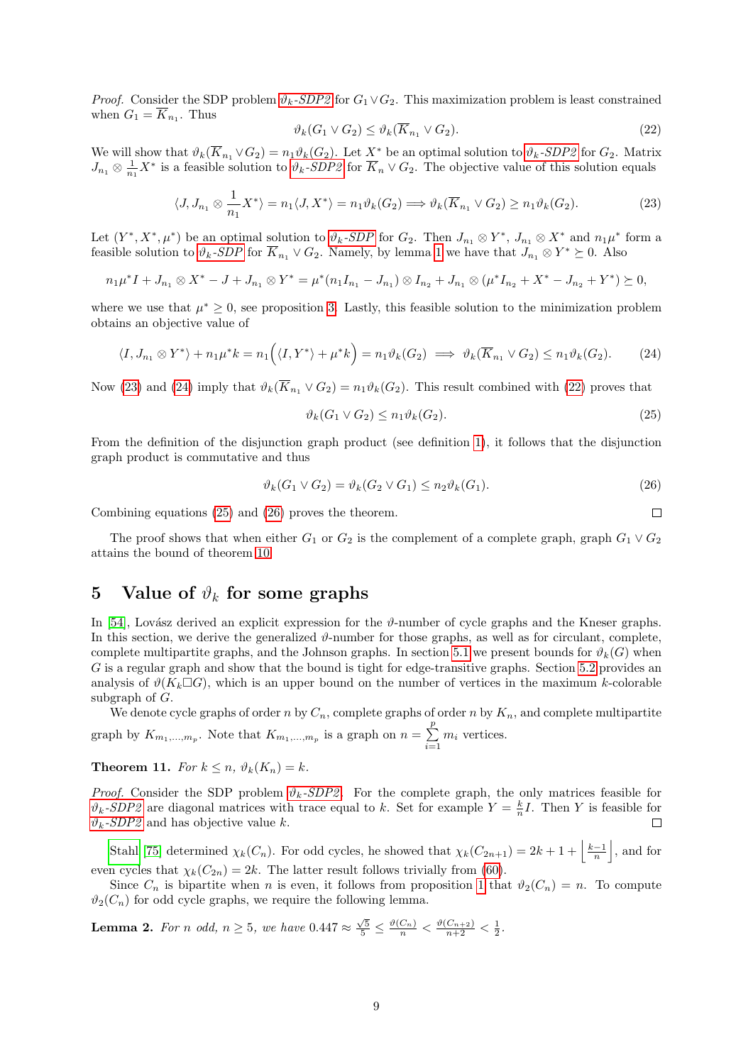*Proof.* Consider the SDP problem $\vartheta_k$-SDP2 for $G_1 \vee G_2$. This maximization problem is least constrained when $G_1 = \overline{K}_{n_1}$. Thus

$$\vartheta_k(G_1 \vee G_2) \leq \vartheta_k(\overline{K}_{n_1} \vee G_2). \tag{22}$$

We will show that $\vartheta_k(\overline{K}_{n_1} \vee G_2) = n_1 \vartheta_k(G_2)$. Let $X^*$ be an optimal solution to $\vartheta_k$-SDP2 for $G_2$. Matrix $J_{n_1} \otimes \frac{1}{n_1} X^*$ is a feasible solution to $\vartheta_k$-SDP2 for $\overline{K}_n \vee G_2$. The objective value of this solution equals

$$\langle J, J_{n_1} \otimes \frac{1}{n_1} X^* \rangle = n_1 \langle J, X^* \rangle = n_1 \vartheta_k(G_2) \Longrightarrow \vartheta_k(\overline{K}_{n_1} \vee G_2) \geq n_1 \vartheta_k(G_2). \tag{23}$$

Let $(Y^*, X^*, \mu^*)$ be an optimal solution to $\vartheta_k$-SDP for $G_2$. Then $J_{n_1} \otimes Y^*$, $J_{n_1} \otimes X^*$ and $n_1 \mu^*$ form a feasible solution to $\vartheta_k$-SDP for $\overline{K}_{n_1} \vee G_2$. Namely, by lemma 1 we have that $J_{n_1} \otimes Y^* \succeq 0$. Also

$$n_1 \mu^* I + J_{n_1} \otimes X^* - J + J_{n_1} \otimes Y^* = \mu^* (n_1 I_{n_1} - J_{n_1}) \otimes I_{n_2} + J_{n_1} \otimes (\mu^* I_{n_2} + X^* - J_{n_2} + Y^*) \succeq 0,$$

where we use that $\mu^* \geq 0$, see proposition 3. Lastly, this feasible solution to the minimization problem obtains an objective value of

$$\langle I, J_{n_1} \otimes Y^* \rangle + n_1 \mu^* k = n_1 \Big( \langle I, Y^* \rangle + \mu^* k \Big) = n_1 \vartheta_k(G_2) \implies \vartheta_k(\overline{K}_{n_1} \vee G_2) \leq n_1 \vartheta_k(G_2). \tag{24}$$

Now (23) and (24) imply that $\vartheta_k(\overline{K}_{n_1} \vee G_2) = n_1 \vartheta_k(G_2)$. This result combined with (22) proves that

$$\vartheta_k(G_1 \vee G_2) \leq n_1 \vartheta_k(G_2). \tag{25}$$

From the definition of the disjunction graph product (see definition 1), it follows that the disjunction graph product is commutative and thus

$$\vartheta_k(G_1 \vee G_2) = \vartheta_k(G_2 \vee G_1) \leq n_2 \vartheta_k(G_1). \tag{26}$$

Combining equations (25) and (26) proves the theorem. $\square$

The proof shows that when either $G_1$ or $G_2$ is the complement of a complete graph, graph $G_1 \vee G_2$ attains the bound of theorem 10.

## 5 Value of $\vartheta_k$ for some graphs

In [54], Lovász derived an explicit expression for the $\vartheta$-number of cycle graphs and the Kneser graphs. In this section, we derive the generalized $\vartheta$-number for those graphs, as well as for circulant, complete, complete multipartite graphs, and the Johnson graphs. In section 5.1 we present bounds for $\vartheta_k(G)$ when $G$ is a regular graph and show that the bound is tight for edge-transitive graphs. Section 5.2 provides an analysis of $\vartheta(K_k \square G)$, which is an upper bound on the number of vertices in the maximum $k$-colorable subgraph of $G$.

We denote cycle graphs of order $n$ by $C_n$, complete graphs of order $n$ by $K_n$, and complete multipartite graph by $K_{m_1,\ldots,m_p}$. Note that $K_{m_1,\ldots,m_p}$ is a graph on $n = \sum_{i=1}^{p} m_i$ vertices.

**Theorem 11.** *For $k \leq n$, $\vartheta_k(K_n) = k$.*

*Proof.* Consider the SDP problem $\vartheta_k$-SDP2. For the complete graph, the only matrices feasible for $\vartheta_k$-SDP2 are diagonal matrices with trace equal to $k$. Set for example $Y = \frac{k}{n} I$. Then $Y$ is feasible for $\vartheta_k$-SDP2 and has objective value $k$. $\square$

Stahl [75] determined $\chi_k(C_n)$. For odd cycles, he showed that $\chi_k(C_{2n+1}) = 2k + 1 + \left\lfloor \frac{k-1}{n} \right\rfloor$, and for even cycles that $\chi_k(C_{2n}) = 2k$. The latter result follows trivially from (60).

Since $C_n$ is bipartite when $n$ is even, it follows from proposition 1 that $\vartheta_2(C_n) = n$. To compute $\vartheta_2(C_n)$ for odd cycle graphs, we require the following lemma.

**Lemma 2.** *For $n$ odd, $n \geq 5$, we have $0.447 \approx \frac{\sqrt{5}}{5} \leq \frac{\vartheta(C_n)}{n} < \frac{\vartheta(C_{n+2})}{n+2} < \frac{1}{2}$.*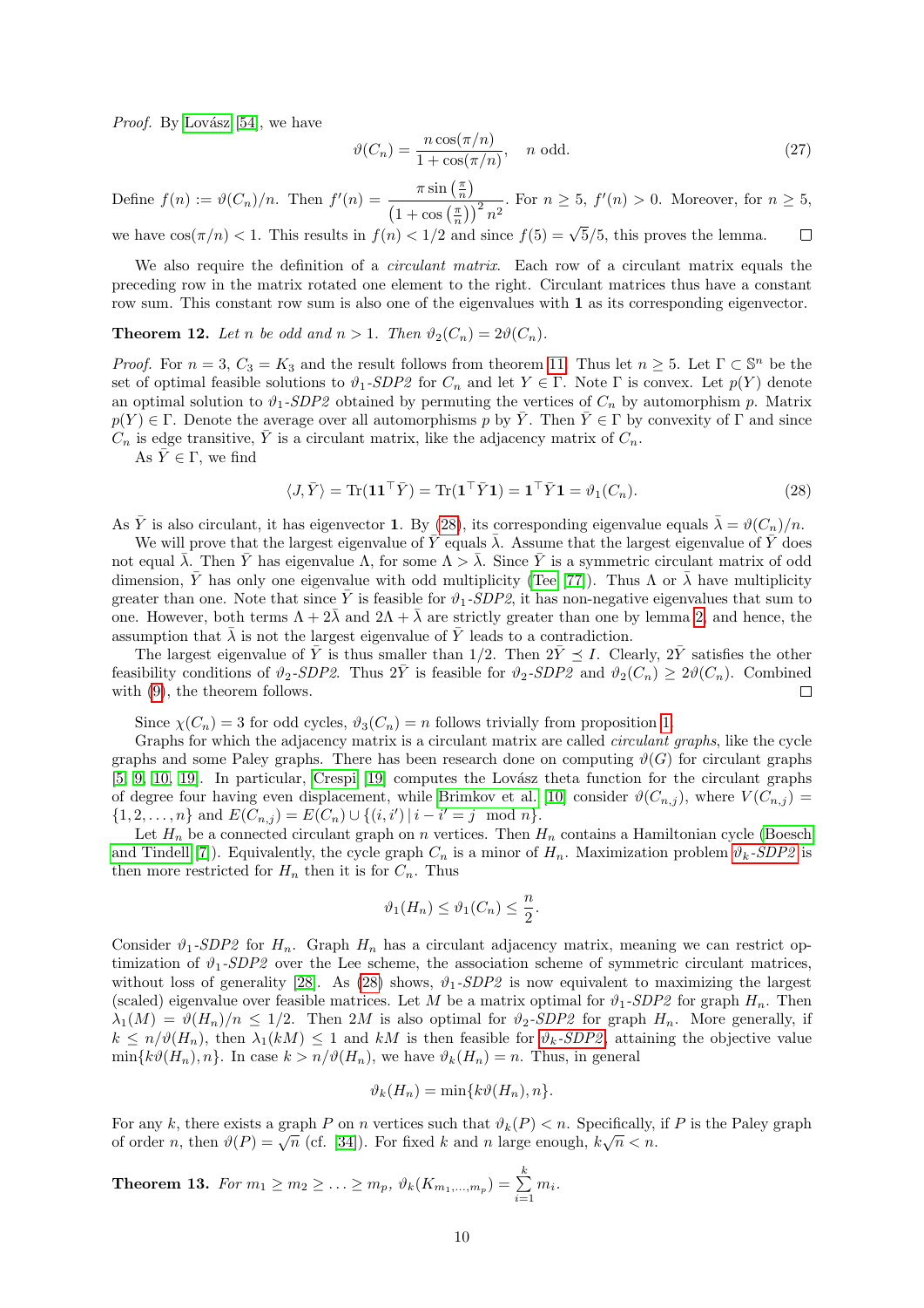*Proof.* By Lovász [54], we have

$$\vartheta(C_n) = \frac{n\cos(\pi/n)}{1+\cos(\pi/n)}, \quad n \text{ odd}. \tag{27}$$

Define $f(n) := \vartheta(C_n)/n$. Then $f'(n) = \dfrac{\pi \sin\left(\frac{\pi}{n}\right)}{\left(1+\cos\left(\frac{\pi}{n}\right)\right)^2 n^2}$. For $n \geq 5$, $f'(n) > 0$. Moreover, for $n \geq 5$, we have $\cos(\pi/n) < 1$. This results in $f(n) < 1/2$ and since $f(5) = \sqrt{5}/5$, this proves the lemma. $\square$

We also require the definition of a *circulant matrix*. Each row of a circulant matrix equals the preceding row in the matrix rotated one element to the right. Circulant matrices thus have a constant row sum. This constant row sum is also one of the eigenvalues with $\mathbf{1}$ as its corresponding eigenvector.

**Theorem 12.** *Let $n$ be odd and $n > 1$. Then $\vartheta_2(C_n) = 2\vartheta(C_n)$.*

*Proof.* For $n = 3$, $C_3 = K_3$ and the result follows from theorem 11. Thus let $n \geq 5$. Let $\Gamma \subset \mathbb{S}^n$ be the set of optimal feasible solutions to $\vartheta_1$-*SDP2* for $C_n$ and let $Y \in \Gamma$. Note $\Gamma$ is convex. Let $p(Y)$ denote an optimal solution to $\vartheta_1$-*SDP2* obtained by permuting the vertices of $C_n$ by automorphism $p$. Matrix $p(Y) \in \Gamma$. Denote the average over all automorphisms $p$ by $\bar{Y}$. Then $\bar{Y} \in \Gamma$ by convexity of $\Gamma$ and since $C_n$ is edge transitive, $\bar{Y}$ is a circulant matrix, like the adjacency matrix of $C_n$.

As $\bar{Y} \in \Gamma$, we find

$$\langle J, \bar{Y}\rangle = \mathrm{Tr}(\mathbf{1}\mathbf{1}^\top \bar{Y}) = \mathrm{Tr}(\mathbf{1}^\top \bar{Y}\mathbf{1}) = \mathbf{1}^\top \bar{Y}\mathbf{1} = \vartheta_1(C_n). \tag{28}$$

As $\bar{Y}$ is also circulant, it has eigenvector $\mathbf{1}$. By (28), its corresponding eigenvalue equals $\bar{\lambda} = \vartheta(C_n)/n$.

We will prove that the largest eigenvalue of $\bar{Y}$ equals $\bar{\lambda}$. Assume that the largest eigenvalue of $\bar{Y}$ does not equal $\bar{\lambda}$. Then $\bar{Y}$ has eigenvalue $\Lambda$, for some $\Lambda > \bar{\lambda}$. Since $\bar{Y}$ is a symmetric circulant matrix of odd dimension, $\bar{Y}$ has only one eigenvalue with odd multiplicity (Tee [77]). Thus $\Lambda$ or $\bar{\lambda}$ have multiplicity greater than one. Note that since $\bar{Y}$ is feasible for $\vartheta_1$-*SDP2*, it has non-negative eigenvalues that sum to one. However, both terms $\Lambda + 2\bar{\lambda}$ and $2\Lambda + \bar{\lambda}$ are strictly greater than one by lemma 2 and hence, the assumption that $\bar{\lambda}$ is not the largest eigenvalue of $\bar{Y}$ leads to a contradiction.

The largest eigenvalue of $\bar{Y}$ is thus smaller than $1/2$. Then $2\bar{Y} \preceq I$. Clearly, $2\bar{Y}$ satisfies the other feasibility conditions of $\vartheta_2$-*SDP2*. Thus $2\bar{Y}$ is feasible for $\vartheta_2$-*SDP2* and $\vartheta_2(C_n) \geq 2\vartheta(C_n)$. Combined with (9), the theorem follows. $\square$

Since $\chi(C_n) = 3$ for odd cycles, $\vartheta_3(C_n) = n$ follows trivially from proposition 1.

Graphs for which the adjacency matrix is a circulant matrix are called *circulant graphs*, like the cycle graphs and some Paley graphs. There has been research done on computing $\vartheta(G)$ for circulant graphs [5, 9, 10, 19]. In particular, Crespi [19] computes the Lovász theta function for the circulant graphs of degree four having even displacement, while Brimkov et al. [10] consider $\vartheta(C_{n,j})$, where $V(C_{n,j}) = \{1, 2, \ldots, n\}$ and $E(C_{n,j}) = E(C_n) \cup \{(i, i') \mid i - i' = j \mod n\}$.

Let $H_n$ be a connected circulant graph on $n$ vertices. Then $H_n$ contains a Hamiltonian cycle (Boesch and Tindell [7]). Equivalently, the cycle graph $C_n$ is a minor of $H_n$. Maximization problem $\vartheta_k$-*SDP2* is then more restricted for $H_n$ then it is for $C_n$. Thus

$$\vartheta_1(H_n) \leq \vartheta_1(C_n) \leq \frac{n}{2}.$$

Consider $\vartheta_1$-*SDP2* for $H_n$. Graph $H_n$ has a circulant adjacency matrix, meaning we can restrict optimization of $\vartheta_1$-*SDP2* over the Lee scheme, the association scheme of symmetric circulant matrices, without loss of generality [28]. As (28) shows, $\vartheta_1$-*SDP2* is now equivalent to maximizing the largest (scaled) eigenvalue over feasible matrices. Let $M$ be a matrix optimal for $\vartheta_1$-*SDP2* for graph $H_n$. Then $\lambda_1(M) = \vartheta(H_n)/n \leq 1/2$. Then $2M$ is also optimal for $\vartheta_2$-*SDP2* for graph $H_n$. More generally, if $k \leq n/\vartheta(H_n)$, then $\lambda_1(kM) \leq 1$ and $kM$ is then feasible for $\vartheta_k$-*SDP2*, attaining the objective value $\min\{k\vartheta(H_n), n\}$. In case $k > n/\vartheta(H_n)$, we have $\vartheta_k(H_n) = n$. Thus, in general

$$\vartheta_k(H_n) = \min\{k\vartheta(H_n), n\}.$$

For any $k$, there exists a graph $P$ on $n$ vertices such that $\vartheta_k(P) < n$. Specifically, if $P$ is the Paley graph of order $n$, then $\vartheta(P) = \sqrt{n}$ (cf. [34]). For fixed $k$ and $n$ large enough, $k\sqrt{n} < n$.

**Theorem 13.** *For $m_1 \geq m_2 \geq \ldots \geq m_p$, $\vartheta_k(K_{m_1,\ldots,m_p}) = \sum_{i=1}^{k} m_i$.*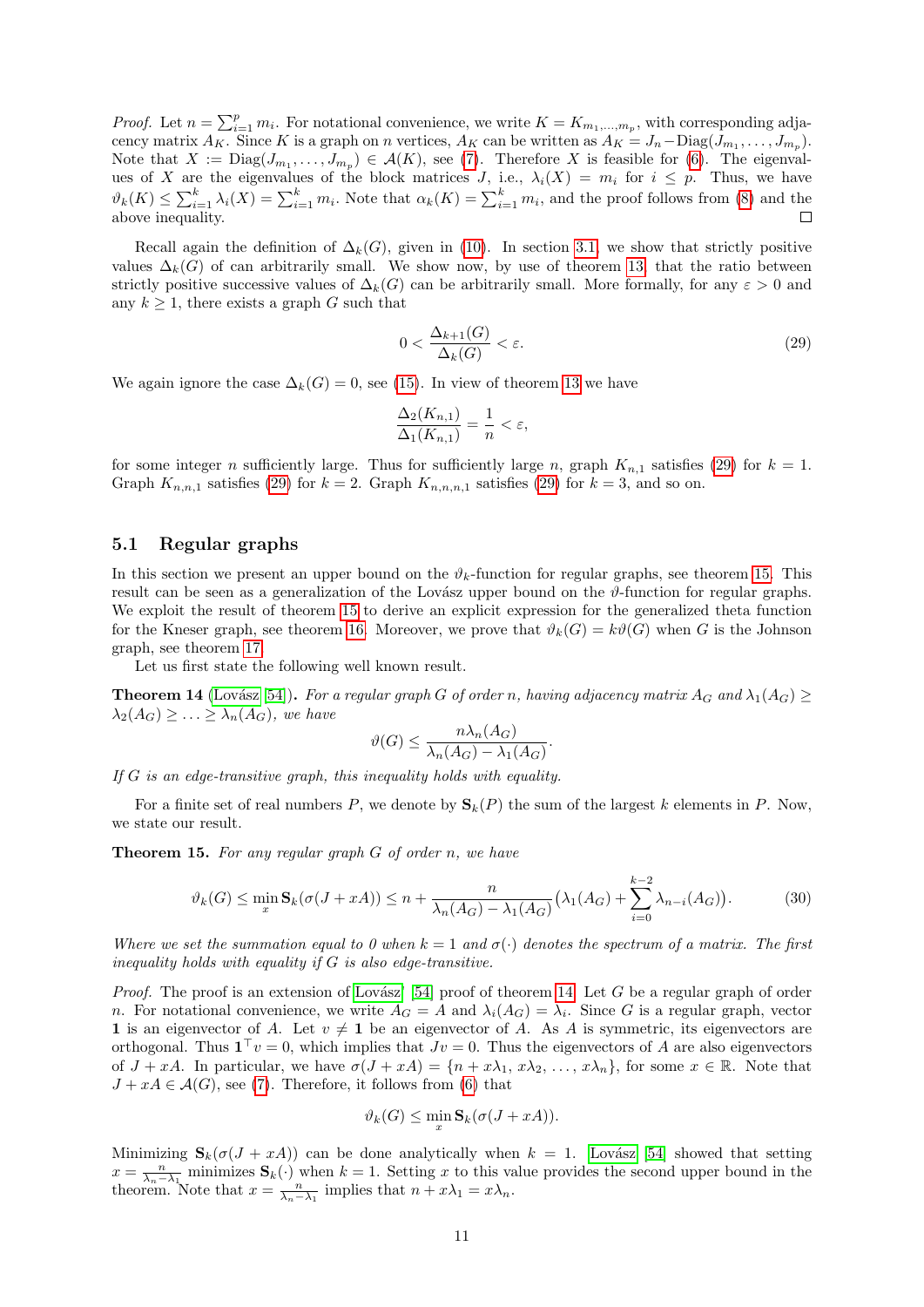*Proof.* Let $n = \sum_{i=1}^{p} m_i$. For notational convenience, we write $K = K_{m_1,\ldots,m_p}$, with corresponding adjacency matrix $A_K$. Since $K$ is a graph on $n$ vertices, $A_K$ can be written as $A_K = J_n - \mathrm{Diag}(J_{m_1}, \ldots, J_{m_p})$. Note that $X := \mathrm{Diag}(J_{m_1}, \ldots, J_{m_p}) \in \mathcal{A}(K)$, see (7). Therefore $X$ is feasible for (6). The eigenvalues of $X$ are the eigenvalues of the block matrices $J$, i.e., $\lambda_i(X) = m_i$ for $i \leq p$. Thus, we have $\vartheta_k(K) \leq \sum_{i=1}^{k} \lambda_i(X) = \sum_{i=1}^{k} m_i$. Note that $\alpha_k(K) = \sum_{i=1}^{k} m_i$, and the proof follows from (8) and the above inequality. □

Recall again the definition of $\Delta_k(G)$, given in (10). In section 3.1, we show that strictly positive values $\Delta_k(G)$ of can arbitrarily small. We show now, by use of theorem 13, that the ratio between strictly positive successive values of $\Delta_k(G)$ can be arbitrarily small. More formally, for any $\varepsilon > 0$ and any $k \geq 1$, there exists a graph $G$ such that

$$0 < \frac{\Delta_{k+1}(G)}{\Delta_k(G)} < \varepsilon. \tag{29}$$

We again ignore the case $\Delta_k(G) = 0$, see (15). In view of theorem 13 we have

$$\frac{\Delta_2(K_{n,1})}{\Delta_1(K_{n,1})} = \frac{1}{n} < \varepsilon,$$

for some integer $n$ sufficiently large. Thus for sufficiently large $n$, graph $K_{n,1}$ satisfies (29) for $k = 1$. Graph $K_{n,n,1}$ satisfies (29) for $k = 2$. Graph $K_{n,n,n,1}$ satisfies (29) for $k = 3$, and so on.

## 5.1 Regular graphs

In this section we present an upper bound on the $\vartheta_k$-function for regular graphs, see theorem 15. This result can be seen as a generalization of the Lovász upper bound on the $\vartheta$-function for regular graphs. We exploit the result of theorem 15 to derive an explicit expression for the generalized theta function for the Kneser graph, see theorem 16. Moreover, we prove that $\vartheta_k(G) = k\vartheta(G)$ when $G$ is the Johnson graph, see theorem 17.

Let us first state the following well known result.

**Theorem 14** (Lovász [54]). *For a regular graph $G$ of order $n$, having adjacency matrix $A_G$ and $\lambda_1(A_G) \geq \lambda_2(A_G) \geq \ldots \geq \lambda_n(A_G)$, we have*

$$\vartheta(G) \leq \frac{n\lambda_n(A_G)}{\lambda_n(A_G) - \lambda_1(A_G)}.$$

*If $G$ is an edge-transitive graph, this inequality holds with equality.*

For a finite set of real numbers $P$, we denote by $\mathbf{S}_k(P)$ the sum of the largest $k$ elements in $P$. Now, we state our result.

**Theorem 15.** *For any regular graph $G$ of order $n$, we have*

$$\vartheta_k(G) \leq \min_x \mathbf{S}_k(\sigma(J + xA)) \leq n + \frac{n}{\lambda_n(A_G) - \lambda_1(A_G)}\big(\lambda_1(A_G) + \sum_{i=0}^{k-2} \lambda_{n-i}(A_G)\big). \tag{30}$$

*Where we set the summation equal to 0 when $k = 1$ and $\sigma(\cdot)$ denotes the spectrum of a matrix. The first inequality holds with equality if $G$ is also edge-transitive.*

*Proof.* The proof is an extension of Lovász [54] proof of theorem 14. Let $G$ be a regular graph of order $n$. For notational convenience, we write $A_G = A$ and $\lambda_i(A_G) = \lambda_i$. Since $G$ is a regular graph, vector $\mathbf{1}$ is an eigenvector of $A$. Let $v \neq \mathbf{1}$ be an eigenvector of $A$. As $A$ is symmetric, its eigenvectors are orthogonal. Thus $\mathbf{1}^\top v = 0$, which implies that $Jv = 0$. Thus the eigenvectors of $A$ are also eigenvectors of $J + xA$. In particular, we have $\sigma(J + xA) = \{n + x\lambda_1, x\lambda_2, \ldots, x\lambda_n\}$, for some $x \in \mathbb{R}$. Note that $J + xA \in \mathcal{A}(G)$, see (7). Therefore, it follows from (6) that

$$\vartheta_k(G) \leq \min_x \mathbf{S}_k(\sigma(J + xA)).$$

Minimizing $\mathbf{S}_k(\sigma(J + xA))$ can be done analytically when $k = 1$. Lovász [54] showed that setting $x = \frac{n}{\lambda_n - \lambda_1}$ minimizes $\mathbf{S}_k(\cdot)$ when $k = 1$. Setting $x$ to this value provides the second upper bound in the theorem. Note that $x = \frac{n}{\lambda_n - \lambda_1}$ implies that $n + x\lambda_1 = x\lambda_n$.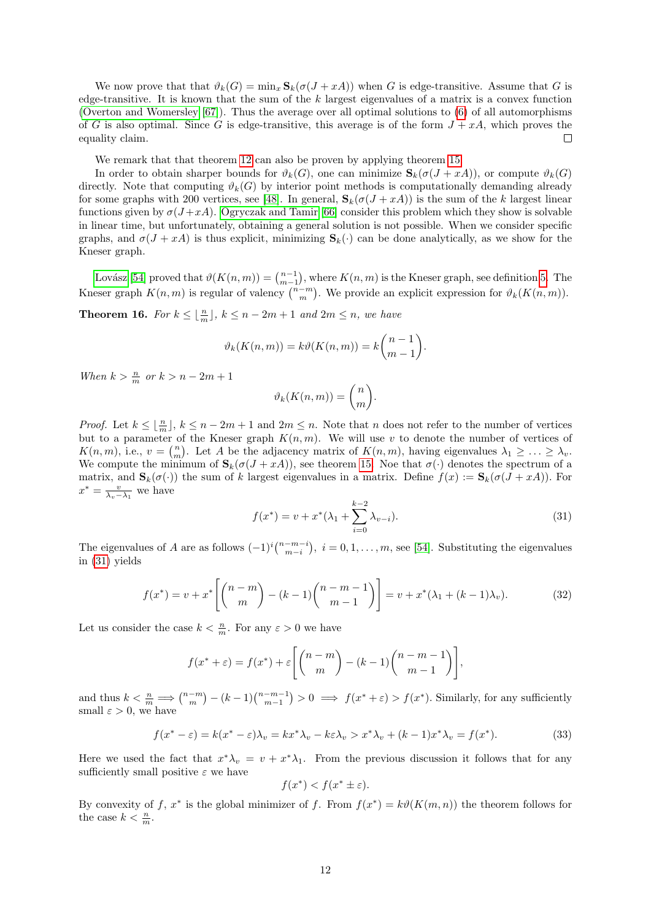We now prove that that $\vartheta_k(G) = \min_x \mathbf{S}_k(\sigma(J + xA))$ when $G$ is edge-transitive. Assume that $G$ is edge-transitive. It is known that the sum of the $k$ largest eigenvalues of a matrix is a convex function (Overton and Womersley [67]). Thus the average over all optimal solutions to (6) of all automorphisms of $G$ is also optimal. Since $G$ is edge-transitive, this average is of the form $J + xA$, which proves the equality claim. □

We remark that that theorem 12 can also be proven by applying theorem 15.

In order to obtain sharper bounds for $\vartheta_k(G)$, one can minimize $\mathbf{S}_k(\sigma(J + xA))$, or compute $\vartheta_k(G)$ directly. Note that computing $\vartheta_k(G)$ by interior point methods is computationally demanding already for some graphs with 200 vertices, see [48]. In general, $\mathbf{S}_k(\sigma(J + xA))$ is the sum of the $k$ largest linear functions given by $\sigma(J+xA)$. Ogryczak and Tamir [66] consider this problem which they show is solvable in linear time, but unfortunately, obtaining a general solution is not possible. When we consider specific graphs, and $\sigma(J + xA)$ is thus explicit, minimizing $\mathbf{S}_k(\cdot)$ can be done analytically, as we show for the Kneser graph.

Lovász [54] proved that $\vartheta(K(n, m)) = \binom{n-1}{m-1}$, where $K(n, m)$ is the Kneser graph, see definition 5. The Kneser graph $K(n, m)$ is regular of valency $\binom{n-m}{m}$. We provide an explicit expression for $\vartheta_k(K(n, m))$.

**Theorem 16.** *For $k \leq \lfloor \frac{n}{m} \rfloor$, $k \leq n - 2m + 1$ and $2m \leq n$, we have*

$$\vartheta_k(K(n, m)) = k\vartheta(K(n, m)) = k\binom{n-1}{m-1}.$$

*When $k > \frac{n}{m}$ or $k > n - 2m + 1$*

$$\vartheta_k(K(n, m)) = \binom{n}{m}.$$

*Proof.* Let $k \leq \lfloor \frac{n}{m} \rfloor$, $k \leq n - 2m + 1$ and $2m \leq n$. Note that $n$ does not refer to the number of vertices but to a parameter of the Kneser graph $K(n, m)$. We will use $v$ to denote the number of vertices of $K(n, m)$, i.e., $v = \binom{n}{m}$. Let $A$ be the adjacency matrix of $K(n, m)$, having eigenvalues $\lambda_1 \geq \ldots \geq \lambda_v$. We compute the minimum of $\mathbf{S}_k(\sigma(J + xA))$, see theorem 15. Noe that $\sigma(\cdot)$ denotes the spectrum of a matrix, and $\mathbf{S}_k(\sigma(\cdot))$ the sum of $k$ largest eigenvalues in a matrix. Define $f(x) := \mathbf{S}_k(\sigma(J + xA))$. For $x^* = \frac{v}{\lambda_v - \lambda_1}$ we have

$$f(x^*) = v + x^*(\lambda_1 + \sum_{i=0}^{k-2} \lambda_{v-i}). \tag{31}$$

The eigenvalues of $A$ are as follows $(-1)^i\binom{n-m-i}{m-i}$, $i = 0, 1, \ldots, m$, see [54]. Substituting the eigenvalues in (31) yields

$$f(x^*) = v + x^*\left[\binom{n-m}{m} - (k-1)\binom{n-m-1}{m-1}\right] = v + x^*(\lambda_1 + (k-1)\lambda_v). \tag{32}$$

Let us consider the case $k < \frac{n}{m}$. For any $\varepsilon > 0$ we have

$$f(x^* + \varepsilon) = f(x^*) + \varepsilon\left[\binom{n-m}{m} - (k-1)\binom{n-m-1}{m-1}\right],$$

and thus $k < \frac{n}{m} \implies \binom{n-m}{m} - (k-1)\binom{n-m-1}{m-1} > 0 \implies f(x^* + \varepsilon) > f(x^*)$. Similarly, for any sufficiently small $\varepsilon > 0$, we have

$$f(x^* - \varepsilon) = k(x^* - \varepsilon)\lambda_v = kx^*\lambda_v - k\varepsilon\lambda_v > x^*\lambda_v + (k-1)x^*\lambda_v = f(x^*). \tag{33}$$

Here we used the fact that $x^*\lambda_v = v + x^*\lambda_1$. From the previous discussion it follows that for any sufficiently small positive $\varepsilon$ we have

$$f(x^*) < f(x^* \pm \varepsilon).$$

By convexity of $f$, $x^*$ is the global minimizer of $f$. From $f(x^*) = k\vartheta(K(m, n))$ the theorem follows for the case $k < \frac{n}{m}$.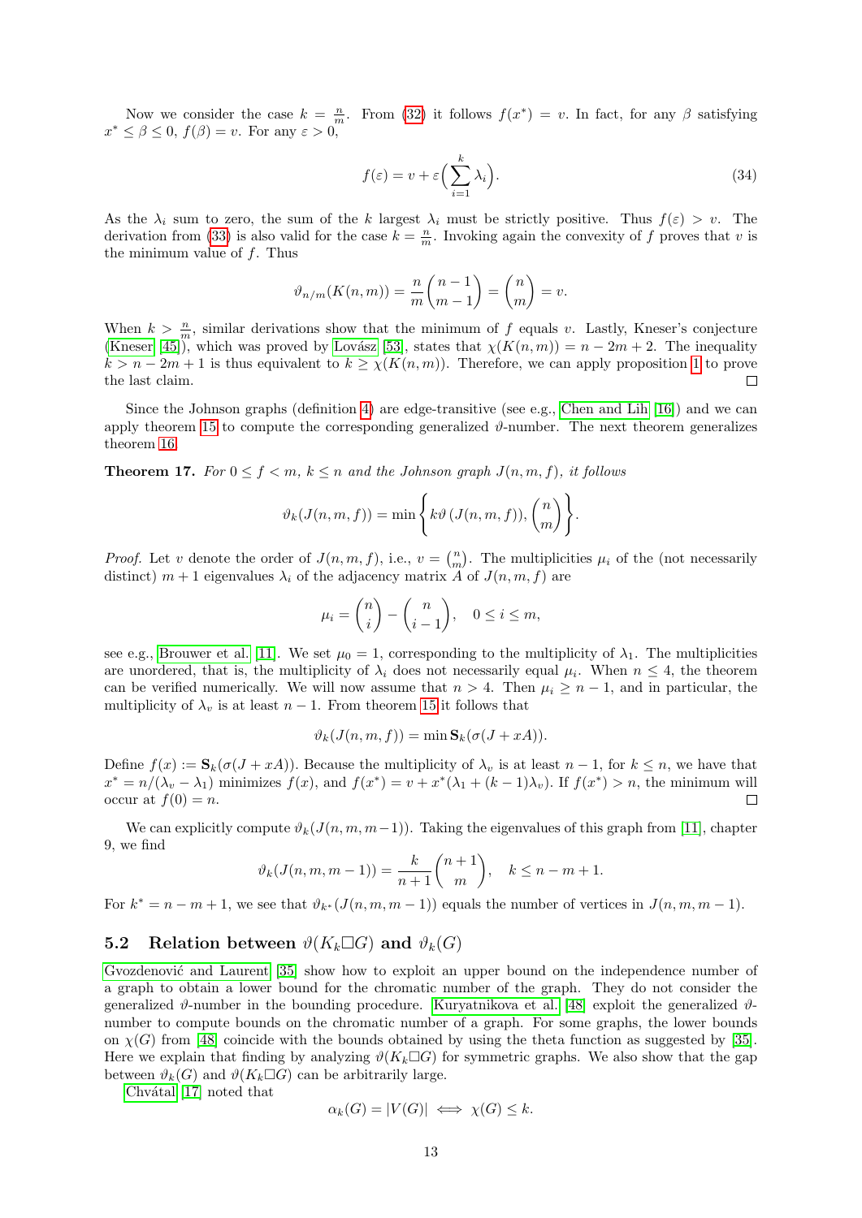Now we consider the case $k = \frac{n}{m}$. From (32) it follows $f(x^*) = v$. In fact, for any $\beta$ satisfying $x^* \leq \beta \leq 0$, $f(\beta) = v$. For any $\varepsilon > 0$,

$$f(\varepsilon) = v + \varepsilon\Big(\sum_{i=1}^{k} \lambda_i\Big). \tag{34}$$

As the $\lambda_i$ sum to zero, the sum of the $k$ largest $\lambda_i$ must be strictly positive. Thus $f(\varepsilon) > v$. The derivation from (33) is also valid for the case $k = \frac{n}{m}$. Invoking again the convexity of $f$ proves that $v$ is the minimum value of $f$. Thus

$$\vartheta_{n/m}(K(n,m)) = \frac{n}{m}\binom{n-1}{m-1} = \binom{n}{m} = v.$$

When $k > \frac{n}{m}$, similar derivations show that the minimum of $f$ equals $v$. Lastly, Kneser's conjecture (Kneser [45]), which was proved by Lovász [53], states that $\chi(K(n,m)) = n - 2m + 2$. The inequality $k > n - 2m + 1$ is thus equivalent to $k \geq \chi(K(n,m))$. Therefore, we can apply proposition 1 to prove the last claim. □

Since the Johnson graphs (definition 4) are edge-transitive (see e.g., Chen and Lih [16]) and we can apply theorem 15 to compute the corresponding generalized $\vartheta$-number. The next theorem generalizes theorem 16.

**Theorem 17.** *For $0 \leq f < m$, $k \leq n$ and the Johnson graph $J(n,m,f)$, it follows*

$$\vartheta_k(J(n,m,f)) = \min\left\{ k\vartheta\left(J(n,m,f)\right), \binom{n}{m} \right\}.$$

*Proof.* Let $v$ denote the order of $J(n,m,f)$, i.e., $v = \binom{n}{m}$. The multiplicities $\mu_i$ of the (not necessarily distinct) $m+1$ eigenvalues $\lambda_i$ of the adjacency matrix $A$ of $J(n,m,f)$ are

$$\mu_i = \binom{n}{i} - \binom{n}{i-1}, \quad 0 \leq i \leq m,$$

see e.g., Brouwer et al. [11]. We set $\mu_0 = 1$, corresponding to the multiplicity of $\lambda_1$. The multiplicities are unordered, that is, the multiplicity of $\lambda_i$ does not necessarily equal $\mu_i$. When $n \leq 4$, the theorem can be verified numerically. We will now assume that $n > 4$. Then $\mu_i \geq n-1$, and in particular, the multiplicity of $\lambda_v$ is at least $n-1$. From theorem 15 it follows that

$$\vartheta_k(J(n,m,f)) = \min \mathbf{S}_k(\sigma(J + xA)).$$

Define $f(x) := \mathbf{S}_k(\sigma(J + xA))$. Because the multiplicity of $\lambda_v$ is at least $n-1$, for $k \leq n$, we have that $x^* = n/(\lambda_v - \lambda_1)$ minimizes $f(x)$, and $f(x^*) = v + x^*(\lambda_1 + (k-1)\lambda_v)$. If $f(x^*) > n$, the minimum will occur at $f(0) = n$. □

We can explicitly compute $\vartheta_k(J(n,m,m-1))$. Taking the eigenvalues of this graph from [11], chapter 9, we find

$$\vartheta_k(J(n,m,m-1)) = \frac{k}{n+1}\binom{n+1}{m}, \quad k \leq n-m+1.$$

For $k^* = n - m + 1$, we see that $\vartheta_{k^*}(J(n,m,m-1))$ equals the number of vertices in $J(n,m,m-1)$.

## 5.2 Relation between $\vartheta(K_k \square G)$ and $\vartheta_k(G)$

Gvozdenović and Laurent [35] show how to exploit an upper bound on the independence number of a graph to obtain a lower bound for the chromatic number of the graph. They do not consider the generalized $\vartheta$-number in the bounding procedure. Kuryatnikova et al. [48] exploit the generalized $\vartheta$-number to compute bounds on the chromatic number of a graph. For some graphs, the lower bounds on $\chi(G)$ from [48] coincide with the bounds obtained by using the theta function as suggested by [35]. Here we explain that finding by analyzing $\vartheta(K_k \square G)$ for symmetric graphs. We also show that the gap between $\vartheta_k(G)$ and $\vartheta(K_k \square G)$ can be arbitrarily large.

Chvátal [17] noted that

$$\alpha_k(G) = |V(G)| \iff \chi(G) \leq k.$$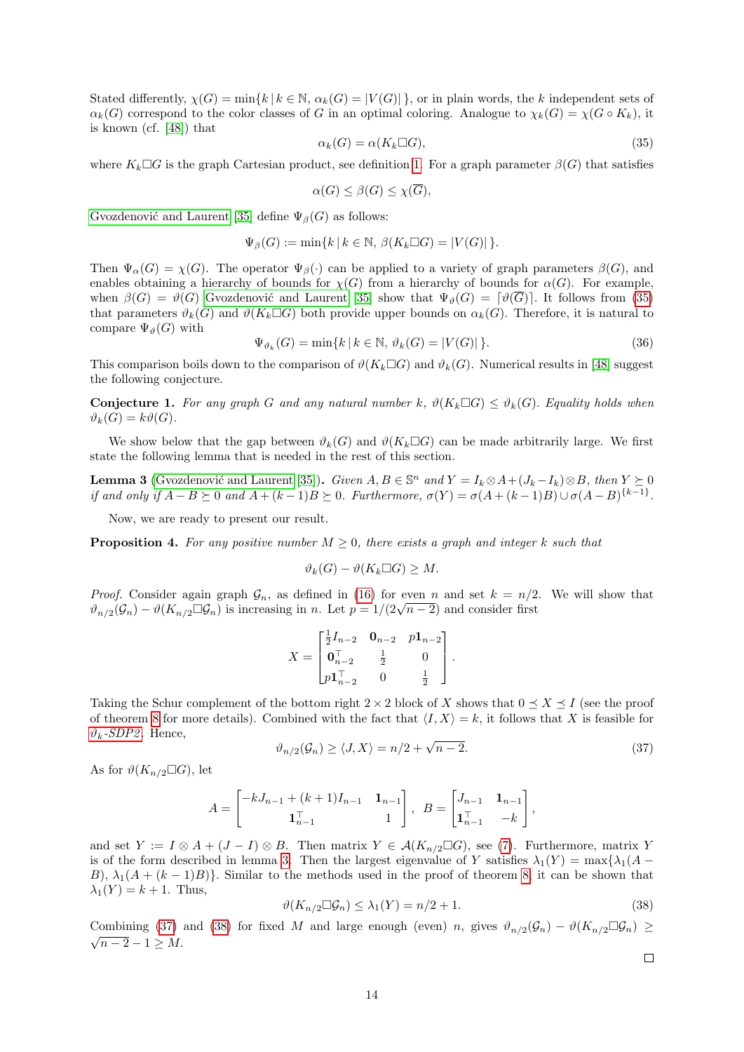Stated differently, $\chi(G) = \min\{k \,|\, k \in \mathbb{N},\, \alpha_k(G) = |V(G)|\,\}$, or in plain words, the $k$ independent sets of $\alpha_k(G)$ correspond to the color classes of $G$ in an optimal coloring. Analogue to $\chi_k(G) = \chi(G \circ K_k)$, it is known (cf. [48]) that

$$\alpha_k(G) = \alpha(K_k \square G), \tag{35}$$

where $K_k \square G$ is the graph Cartesian product, see definition 1. For a graph parameter $\beta(G)$ that satisfies

$$\alpha(G) \le \beta(G) \le \chi(\overline{G}),$$

Gvozdenović and Laurent [35] define $\Psi_\beta(G)$ as follows:

$$\Psi_\beta(G) := \min\{k \,|\, k \in \mathbb{N},\, \beta(K_k \square G) = |V(G)|\,\}.$$

Then $\Psi_\alpha(G) = \chi(G)$. The operator $\Psi_\beta(\cdot)$ can be applied to a variety of graph parameters $\beta(G)$, and enables obtaining a hierarchy of bounds for $\chi(G)$ from a hierarchy of bounds for $\alpha(G)$. For example, when $\beta(G) = \vartheta(G)$ Gvozdenović and Laurent [35] show that $\Psi_\vartheta(G) = \lceil \vartheta(\overline{G}) \rceil$. It follows from (35) that parameters $\vartheta_k(G)$ and $\vartheta(K_k \square G)$ both provide upper bounds on $\alpha_k(G)$. Therefore, it is natural to compare $\Psi_\vartheta(G)$ with

$$\Psi_{\vartheta_k}(G) = \min\{k \,|\, k \in \mathbb{N},\, \vartheta_k(G) = |V(G)|\,\}. \tag{36}$$

This comparison boils down to the comparison of $\vartheta(K_k \square G)$ and $\vartheta_k(G)$. Numerical results in [48] suggest the following conjecture.

**Conjecture 1.** *For any graph $G$ and any natural number $k$, $\vartheta(K_k \square G) \le \vartheta_k(G)$. Equality holds when $\vartheta_k(G) = k\vartheta(G)$.*

We show below that the gap between $\vartheta_k(G)$ and $\vartheta(K_k \square G)$ can be made arbitrarily large. We first state the following lemma that is needed in the rest of this section.

**Lemma 3** (Gvozdenović and Laurent [35])**.** *Given $A, B \in \mathbb{S}^n$ and $Y = I_k \otimes A + (J_k - I_k) \otimes B$, then $Y \succeq 0$ if and only if $A - B \succeq 0$ and $A + (k-1)B \succeq 0$. Furthermore, $\sigma(Y) = \sigma(A + (k-1)B) \cup \sigma(A - B)^{\{k-1\}}$.*

Now, we are ready to present our result.

**Proposition 4.** *For any positive number $M \ge 0$, there exists a graph and integer $k$ such that*

$$\vartheta_k(G) - \vartheta(K_k \square G) \ge M.$$

*Proof.* Consider again graph $\mathcal{G}_n$, as defined in (16) for even $n$ and set $k = n/2$. We will show that $\vartheta_{n/2}(\mathcal{G}_n) - \vartheta(K_{n/2} \square \mathcal{G}_n)$ is increasing in $n$. Let $p = 1/(2\sqrt{n-2})$ and consider first

$$X = \begin{bmatrix} \frac{1}{2} I_{n-2} & \mathbf{0}_{n-2} & p\mathbf{1}_{n-2} \\ \mathbf{0}_{n-2}^\top & \frac{1}{2} & 0 \\ p\mathbf{1}_{n-2}^\top & 0 & \frac{1}{2} \end{bmatrix}.$$

Taking the Schur complement of the bottom right $2 \times 2$ block of $X$ shows that $0 \preceq X \preceq I$ (see the proof of theorem 8 for more details). Combined with the fact that $\langle I, X \rangle = k$, it follows that $X$ is feasible for $\vartheta_k$-SDP2. Hence,

$$\vartheta_{n/2}(\mathcal{G}_n) \ge \langle J, X \rangle = n/2 + \sqrt{n-2}. \tag{37}$$

As for $\vartheta(K_{n/2} \square G)$, let

$$A = \begin{bmatrix} -kJ_{n-1} + (k+1)I_{n-1} & \mathbf{1}_{n-1} \\ \mathbf{1}_{n-1}^\top & 1 \end{bmatrix}, \; B = \begin{bmatrix} J_{n-1} & \mathbf{1}_{n-1} \\ \mathbf{1}_{n-1}^\top & -k \end{bmatrix},$$

and set $Y := I \otimes A + (J - I) \otimes B$. Then matrix $Y \in \mathcal{A}(K_{n/2} \square G)$, see (7). Furthermore, matrix $Y$ is of the form described in lemma 3. Then the largest eigenvalue of $Y$ satisfies $\lambda_1(Y) = \max\{\lambda_1(A - B),\, \lambda_1(A + (k-1)B)\}$. Similar to the methods used in the proof of theorem 8, it can be shown that $\lambda_1(Y) = k + 1$. Thus,

$$\vartheta(K_{n/2} \square \mathcal{G}_n) \le \lambda_1(Y) = n/2 + 1. \tag{38}$$

Combining (37) and (38) for fixed $M$ and large enough (even) $n$, gives $\vartheta_{n/2}(\mathcal{G}_n) - \vartheta(K_{n/2} \square \mathcal{G}_n) \ge \sqrt{n-2} - 1 \ge M$. □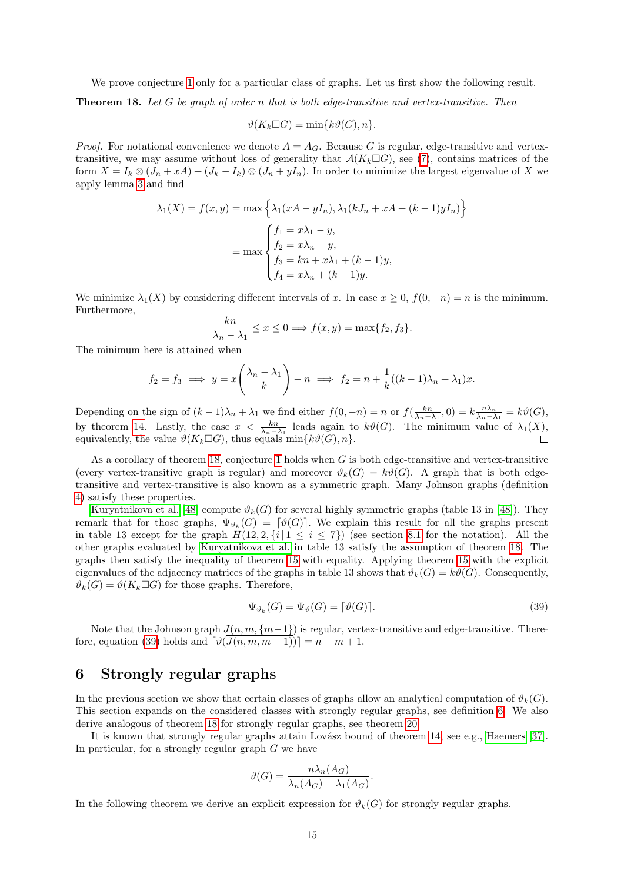We prove conjecture 1 only for a particular class of graphs. Let us first show the following result.

**Theorem 18.** *Let $G$ be graph of order $n$ that is both edge-transitive and vertex-transitive. Then*

$$\vartheta(K_k \Box G) = \min\{k\vartheta(G), n\}.$$

*Proof.* For notational convenience we denote $A = A_G$. Because $G$ is regular, edge-transitive and vertex-transitive, we may assume without loss of generality that $\mathcal{A}(K_k \Box G)$, see (7), contains matrices of the form $X = I_k \otimes (J_n + xA) + (J_k - I_k) \otimes (J_n + yI_n)$. In order to minimize the largest eigenvalue of $X$ we apply lemma 3 and find

$$\lambda_1(X) = f(x,y) = \max\Big\{\lambda_1(xA - yI_n), \lambda_1(kJ_n + xA + (k-1)yI_n)\Big\}$$

$$= \max \begin{cases} f_1 = x\lambda_1 - y, \\ f_2 = x\lambda_n - y, \\ f_3 = kn + x\lambda_1 + (k-1)y, \\ f_4 = x\lambda_n + (k-1)y. \end{cases}$$

We minimize $\lambda_1(X)$ by considering different intervals of $x$. In case $x \geq 0$, $f(0, -n) = n$ is the minimum. Furthermore,

$$\frac{kn}{\lambda_n - \lambda_1} \leq x \leq 0 \Longrightarrow f(x,y) = \max\{f_2, f_3\}.$$

The minimum here is attained when

$$f_2 = f_3 \implies y = x\left(\frac{\lambda_n - \lambda_1}{k}\right) - n \implies f_2 = n + \frac{1}{k}((k-1)\lambda_n + \lambda_1)x.$$

Depending on the sign of $(k-1)\lambda_n + \lambda_1$ we find either $f(0,-n) = n$ or $f(\frac{kn}{\lambda_n - \lambda_1}, 0) = k\frac{n\lambda_n}{\lambda_n - \lambda_1} = k\vartheta(G)$, by theorem 14. Lastly, the case $x < \frac{kn}{\lambda_n - \lambda_1}$ leads again to $k\vartheta(G)$. The minimum value of $\lambda_1(X)$, equivalently, the value $\vartheta(K_k \Box G)$, thus equals $\min\{k\vartheta(G), n\}$. $\square$

As a corollary of theorem 18, conjecture 1 holds when $G$ is both edge-transitive and vertex-transitive (every vertex-transitive graph is regular) and moreover $\vartheta_k(G) = k\vartheta(G)$. A graph that is both edge-transitive and vertex-transitive is also known as a symmetric graph. Many Johnson graphs (definition 4) satisfy these properties.

Kuryatnikova et al. [48] compute $\vartheta_k(G)$ for several highly symmetric graphs (table 13 in [48]). They remark that for those graphs, $\Psi_{\vartheta_k}(G) = \lceil \vartheta(\overline{G}) \rceil$. We explain this result for all the graphs present in table 13 except for the graph $H(12, 2, \{i \,|\, 1 \leq i \leq 7\})$ (see section 8.1 for the notation). All the other graphs evaluated by Kuryatnikova et al. in table 13 satisfy the assumption of theorem 18. The graphs then satisfy the inequality of theorem 15 with equality. Applying theorem 15 with the explicit eigenvalues of the adjacency matrices of the graphs in table 13 shows that $\vartheta_k(G) = k\vartheta(G)$. Consequently, $\vartheta_k(G) = \vartheta(K_k \Box G)$ for those graphs. Therefore,

$$\Psi_{\vartheta_k}(G) = \Psi_{\vartheta}(G) = \lceil \vartheta(\overline{G}) \rceil. \tag{39}$$

Note that the Johnson graph $J(n, m, \{m-1\})$ is regular, vertex-transitive and edge-transitive. Therefore, equation (39) holds and $\lceil \vartheta(\overline{J(n, m, m-1)}) \rceil = n - m + 1$.

## 6 Strongly regular graphs

In the previous section we show that certain classes of graphs allow an analytical computation of $\vartheta_k(G)$. This section expands on the considered classes with strongly regular graphs, see definition 6. We also derive analogous of theorem 18 for strongly regular graphs, see theorem 20.

It is known that strongly regular graphs attain Lovász bound of theorem 14, see e.g., Haemers [37]. In particular, for a strongly regular graph $G$ we have

$$\vartheta(G) = \frac{n\lambda_n(A_G)}{\lambda_n(A_G) - \lambda_1(A_G)}.$$

In the following theorem we derive an explicit expression for $\vartheta_k(G)$ for strongly regular graphs.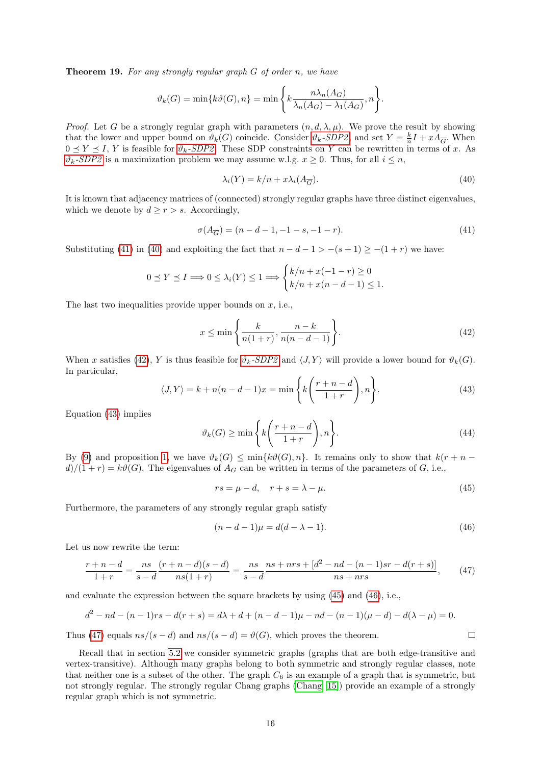**Theorem 19.** *For any strongly regular graph $G$ of order $n$, we have*

$$\vartheta_k(G) = \min\{k\vartheta(G), n\} = \min\left\{k\frac{n\lambda_n(A_G)}{\lambda_n(A_G) - \lambda_1(A_G)}, n\right\}.$$

*Proof.* Let $G$ be a strongly regular graph with parameters $(n, d, \lambda, \mu)$. We prove the result by showing that the lower and upper bound on $\vartheta_k(G)$ coincide. Consider $\vartheta_k$-*SDP2*, and set $Y = \frac{k}{n}I + xA_{\overline{G}}$. When $0 \preceq Y \preceq I$, $Y$ is feasible for $\vartheta_k$-*SDP2*. These SDP constraints on $Y$ can be rewritten in terms of $x$. As $\vartheta_k$-*SDP2* is a maximization problem we may assume w.l.g. $x \geq 0$. Thus, for all $i \leq n$,

$$\lambda_i(Y) = k/n + x\lambda_i(A_{\overline{G}}). \tag{40}$$

It is known that adjacency matrices of (connected) strongly regular graphs have three distinct eigenvalues, which we denote by $d \geq r > s$. Accordingly,

$$\sigma(A_{\overline{G}}) = (n - d - 1, -1 - s, -1 - r). \tag{41}$$

Substituting (41) in (40) and exploiting the fact that $n - d - 1 > -(s + 1) \geq -(1 + r)$ we have:

$$0 \preceq Y \preceq I \implies 0 \leq \lambda_i(Y) \leq 1 \implies \begin{cases} k/n + x(-1 - r) \geq 0 \\ k/n + x(n - d - 1) \leq 1. \end{cases}$$

The last two inequalities provide upper bounds on $x$, i.e.,

$$x \leq \min\left\{\frac{k}{n(1 + r)}, \frac{n - k}{n(n - d - 1)}\right\}. \tag{42}$$

When $x$ satisfies (42), $Y$ is thus feasible for $\vartheta_k$-*SDP2* and $\langle J, Y\rangle$ will provide a lower bound for $\vartheta_k(G)$. In particular,

$$\langle J, Y\rangle = k + n(n - d - 1)x = \min\left\{k\left(\frac{r + n - d}{1 + r}\right), n\right\}. \tag{43}$$

Equation (43) implies

$$\vartheta_k(G) \geq \min\left\{k\left(\frac{r + n - d}{1 + r}\right), n\right\}. \tag{44}$$

By (9) and proposition 1, we have $\vartheta_k(G) \leq \min\{k\vartheta(G), n\}$. It remains only to show that $k(r + n - d)/(1 + r) = k\vartheta(G)$. The eigenvalues of $A_G$ can be written in terms of the parameters of $G$, i.e.,

$$rs = \mu - d, \quad r + s = \lambda - \mu. \tag{45}$$

Furthermore, the parameters of any strongly regular graph satisfy

$$(n - d - 1)\mu = d(d - \lambda - 1). \tag{46}$$

Let us now rewrite the term:

$$\frac{r + n - d}{1 + r} = \frac{ns}{s - d}\frac{(r + n - d)(s - d)}{ns(1 + r)} = \frac{ns}{s - d}\frac{ns + nrs + [d^2 - nd - (n - 1)sr - d(r + s)]}{ns + nrs}, \tag{47}$$

and evaluate the expression between the square brackets by using (45) and (46), i.e.,

$$d^2 - nd - (n - 1)rs - d(r + s) = d\lambda + d + (n - d - 1)\mu - nd - (n - 1)(\mu - d) - d(\lambda - \mu) = 0.$$

Thus (47) equals $ns/(s - d)$ and $ns/(s - d) = \vartheta(G)$, which proves the theorem. $\square$

Recall that in section 5.2 we consider symmetric graphs (graphs that are both edge-transitive and vertex-transitive). Although many graphs belong to both symmetric and strongly regular classes, note that neither one is a subset of the other. The graph $C_6$ is an example of a graph that is symmetric, but not strongly regular. The strongly regular Chang graphs (Chang [15]) provide an example of a strongly regular graph which is not symmetric.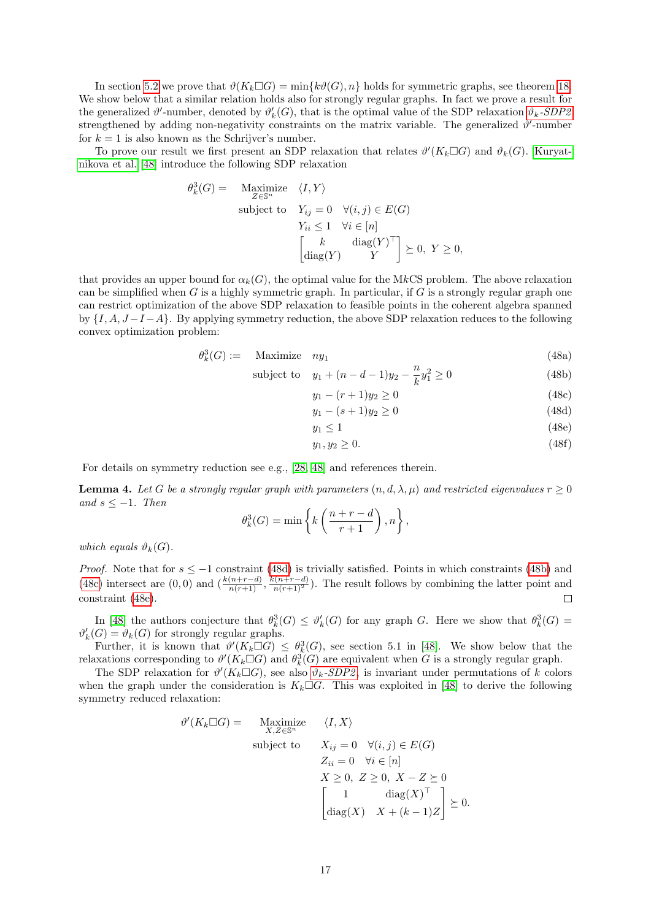In section 5.2 we prove that $\vartheta(K_k \square G) = \min\{k\vartheta(G), n\}$ holds for symmetric graphs, see theorem 18. We show below that a similar relation holds also for strongly regular graphs. In fact we prove a result for the generalized $\vartheta'$-number, denoted by $\vartheta'_k(G)$, that is the optimal value of the SDP relaxation $\vartheta_k$-SDP2 strengthened by adding non-negativity constraints on the matrix variable. The generalized $\vartheta'$-number for $k = 1$ is also known as the Schrijver's number.

To prove our result we first present an SDP relaxation that relates $\vartheta'(K_k \square G)$ and $\vartheta_k(G)$. Kuryatnikova et al. [48] introduce the following SDP relaxation

$$
\begin{aligned}
\theta_k^3(G) = \quad \underset{Z \in \mathbb{S}^n}{\text{Maximize}} \quad & \langle I, Y \rangle \\
\text{subject to} \quad & Y_{ij} = 0 \quad \forall (i,j) \in E(G) \\
& Y_{ii} \leq 1 \quad \forall i \in [n] \\
& \begin{bmatrix} k & \operatorname{diag}(Y)^\top \\ \operatorname{diag}(Y) & Y \end{bmatrix} \succeq 0, \; Y \geq 0,
\end{aligned}
$$

that provides an upper bound for $\alpha_k(G)$, the optimal value for the M$k$CS problem. The above relaxation can be simplified when $G$ is a highly symmetric graph. In particular, if $G$ is a strongly regular graph one can restrict optimization of the above SDP relaxation to feasible points in the coherent algebra spanned by $\{I, A, J - I - A\}$. By applying symmetry reduction, the above SDP relaxation reduces to the following convex optimization problem:

$$
\begin{aligned}
\theta_k^3(G) := \quad \text{Maximize} \quad & n y_1 && \text{(48a)} \\
\text{subject to} \quad & y_1 + (n - d - 1) y_2 - \frac{n}{k} y_1^2 \geq 0 && \text{(48b)} \\
& y_1 - (r+1) y_2 \geq 0 && \text{(48c)} \\
& y_1 - (s+1) y_2 \geq 0 && \text{(48d)} \\
& y_1 \leq 1 && \text{(48e)} \\
& y_1, y_2 \geq 0. && \text{(48f)}
\end{aligned}
$$

For details on symmetry reduction see e.g., [28, 48] and references therein.

**Lemma 4.** *Let $G$ be a strongly regular graph with parameters $(n, d, \lambda, \mu)$ and restricted eigenvalues $r \geq 0$ and $s \leq -1$. Then*

$$
\theta_k^3(G) = \min\left\{ k\left(\frac{n + r - d}{r + 1}\right), n \right\},
$$

*which equals $\vartheta_k(G)$.*

*Proof.* Note that for $s \leq -1$ constraint (48d) is trivially satisfied. Points in which constraints (48b) and (48c) intersect are $(0, 0)$ and $\left(\frac{k(n+r-d)}{n(r+1)}, \frac{k(n+r-d)}{n(r+1)^2}\right)$. The result follows by combining the latter point and constraint (48e). $\square$

In [48] the authors conjecture that $\theta_k^3(G) \leq \vartheta'_k(G)$ for any graph $G$. Here we show that $\theta_k^3(G) = \vartheta'_k(G) = \vartheta_k(G)$ for strongly regular graphs.

Further, it is known that $\vartheta'(K_k \square G) \leq \theta_k^3(G)$, see section 5.1 in [48]. We show below that the relaxations corresponding to $\vartheta'(K_k \square G)$ and $\theta_k^3(G)$ are equivalent when $G$ is a strongly regular graph.

The SDP relaxation for $\vartheta'(K_k \square G)$, see also $\vartheta_k$-SDP2, is invariant under permutations of $k$ colors when the graph under the consideration is $K_k \square G$. This was exploited in [48] to derive the following symmetry reduced relaxation:

$$
\begin{aligned}
\vartheta'(K_k \square G) = \quad \underset{X, Z \in \mathbb{S}^n}{\text{Maximize}} \quad & \langle I, X \rangle \\
\text{subject to} \quad & X_{ij} = 0 \quad \forall (i,j) \in E(G) \\
& Z_{ii} = 0 \quad \forall i \in [n] \\
& X \geq 0, \; Z \geq 0, \; X - Z \succeq 0 \\
& \begin{bmatrix} 1 & \operatorname{diag}(X)^\top \\ \operatorname{diag}(X) & X + (k-1) Z \end{bmatrix} \succeq 0.
\end{aligned}
$$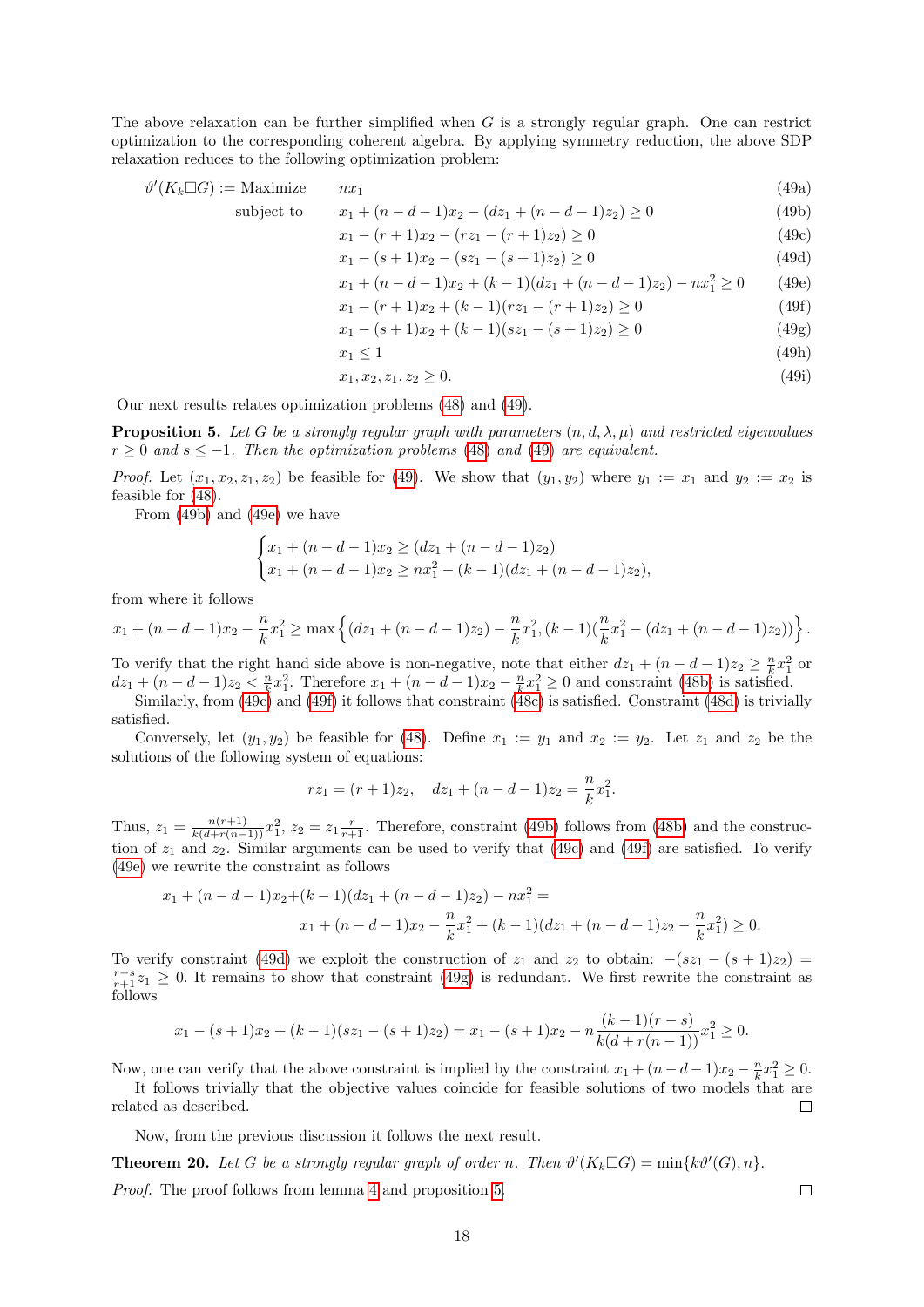The above relaxation can be further simplified when $G$ is a strongly regular graph. One can restrict optimization to the corresponding coherent algebra. By applying symmetry reduction, the above SDP relaxation reduces to the following optimization problem:

$$
\begin{aligned}
\vartheta'(K_k\square G) := \text{Maximize} \quad & nx_1 && \text{(49a)}\\
\text{subject to} \quad & x_1 + (n-d-1)x_2 - (dz_1 + (n-d-1)z_2) \geq 0 && \text{(49b)}\\
& x_1 - (r+1)x_2 - (rz_1 - (r+1)z_2) \geq 0 && \text{(49c)}\\
& x_1 - (s+1)x_2 - (sz_1 - (s+1)z_2) \geq 0 && \text{(49d)}\\
& x_1 + (n-d-1)x_2 + (k-1)(dz_1 + (n-d-1)z_2) - nx_1^2 \geq 0 && \text{(49e)}\\
& x_1 - (r+1)x_2 + (k-1)(rz_1 - (r+1)z_2) \geq 0 && \text{(49f)}\\
& x_1 - (s+1)x_2 + (k-1)(sz_1 - (s+1)z_2) \geq 0 && \text{(49g)}\\
& x_1 \leq 1 && \text{(49h)}\\
& x_1, x_2, z_1, z_2 \geq 0. && \text{(49i)}
\end{aligned}
$$

Our next results relates optimization problems (48) and (49).

**Proposition 5.** *Let $G$ be a strongly regular graph with parameters $(n, d, \lambda, \mu)$ and restricted eigenvalues $r \geq 0$ and $s \leq -1$. Then the optimization problems (48) and (49) are equivalent.*

*Proof.* Let $(x_1, x_2, z_1, z_2)$ be feasible for (49). We show that $(y_1, y_2)$ where $y_1 := x_1$ and $y_2 := x_2$ is feasible for (48).

From (49b) and (49e) we have

$$
\begin{cases}
x_1 + (n-d-1)x_2 \geq (dz_1 + (n-d-1)z_2)\\
x_1 + (n-d-1)x_2 \geq nx_1^2 - (k-1)(dz_1 + (n-d-1)z_2),
\end{cases}
$$

from where it follows

$$
x_1 + (n-d-1)x_2 - \frac{n}{k}x_1^2 \geq \max\left\{(dz_1 + (n-d-1)z_2) - \frac{n}{k}x_1^2, (k-1)(\frac{n}{k}x_1^2 - (dz_1 + (n-d-1)z_2))\right\}.
$$

To verify that the right hand side above is non-negative, note that either $dz_1 + (n-d-1)z_2 \geq \frac{n}{k}x_1^2$ or $dz_1 + (n-d-1)z_2 < \frac{n}{k}x_1^2$. Therefore $x_1 + (n-d-1)x_2 - \frac{n}{k}x_1^2 \geq 0$ and constraint (48b) is satisfied.

Similarly, from (49c) and (49f) it follows that constraint (48c) is satisfied. Constraint (48d) is trivially satisfied.

Conversely, let $(y_1, y_2)$ be feasible for (48). Define $x_1 := y_1$ and $x_2 := y_2$. Let $z_1$ and $z_2$ be the solutions of the following system of equations:

$$
rz_1 = (r+1)z_2, \quad dz_1 + (n-d-1)z_2 = \frac{n}{k}x_1^2.
$$

Thus, $z_1 = \frac{n(r+1)}{k(d+r(n-1))}x_1^2$, $z_2 = z_1\frac{r}{r+1}$. Therefore, constraint (49b) follows from (48b) and the construction of $z_1$ and $z_2$. Similar arguments can be used to verify that (49c) and (49f) are satisfied. To verify (49e) we rewrite the constraint as follows

$$
\begin{aligned}
x_1 + (n-d-1)x_2 + &(k-1)(dz_1 + (n-d-1)z_2) - nx_1^2 = \\
& x_1 + (n-d-1)x_2 - \frac{n}{k}x_1^2 + (k-1)(dz_1 + (n-d-1)z_2 - \frac{n}{k}x_1^2) \geq 0.
\end{aligned}
$$

To verify constraint (49d) we exploit the construction of $z_1$ and $z_2$ to obtain: $-(sz_1 - (s+1)z_2) = \frac{r-s}{r+1}z_1 \geq 0$. It remains to show that constraint (49g) is redundant. We first rewrite the constraint as follows

$$
x_1 - (s+1)x_2 + (k-1)(sz_1 - (s+1)z_2) = x_1 - (s+1)x_2 - n\frac{(k-1)(r-s)}{k(d+r(n-1))}x_1^2 \geq 0.
$$

Now, one can verify that the above constraint is implied by the constraint $x_1 + (n-d-1)x_2 - \frac{n}{k}x_1^2 \geq 0$.

It follows trivially that the objective values coincide for feasible solutions of two models that are related as described. ◻

Now, from the previous discussion it follows the next result.

**Theorem 20.** *Let $G$ be a strongly regular graph of order $n$. Then $\vartheta'(K_k\square G) = \min\{k\vartheta'(G), n\}$.*

*Proof.* The proof follows from lemma 4 and proposition 5. ◻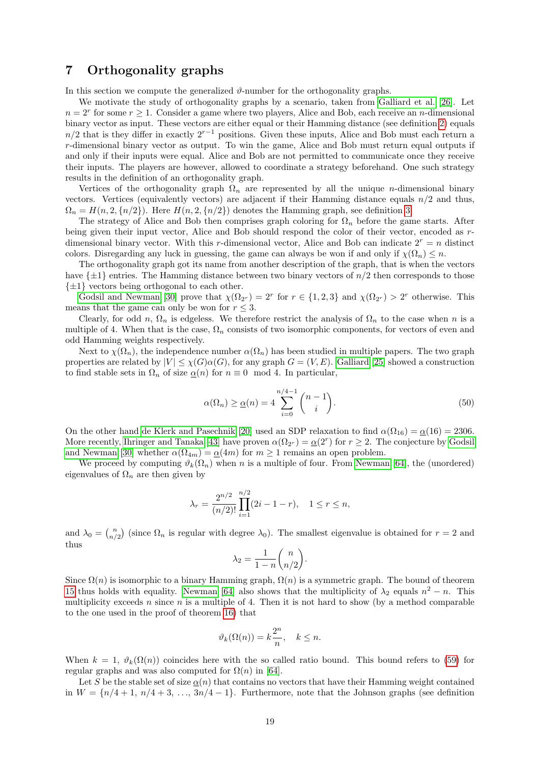## 7 Orthogonality graphs

In this section we compute the generalized $\vartheta$-number for the orthogonality graphs.

We motivate the study of orthogonality graphs by a scenario, taken from Galliard et al. [26]. Let $n = 2^r$ for some $r \geq 1$. Consider a game where two players, Alice and Bob, each receive an $n$-dimensional binary vector as input. These vectors are either equal or their Hamming distance (see definition 2) equals $n/2$ that is they differ in exactly $2^{r-1}$ positions. Given these inputs, Alice and Bob must each return a $r$-dimensional binary vector as output. To win the game, Alice and Bob must return equal outputs if and only if their inputs were equal. Alice and Bob are not permitted to communicate once they receive their inputs. The players are however, allowed to coordinate a strategy beforehand. One such strategy results in the definition of an orthogonality graph.

Vertices of the orthogonality graph $\Omega_n$ are represented by all the unique $n$-dimensional binary vectors. Vertices (equivalently vectors) are adjacent if their Hamming distance equals $n/2$ and thus, $\Omega_n = H(n, 2, \{n/2\})$. Here $H(n, 2, \{n/2\})$ denotes the Hamming graph, see definition 3.

The strategy of Alice and Bob then comprises graph coloring for $\Omega_n$ before the game starts. After being given their input vector, Alice and Bob should respond the color of their vector, encoded as $r$-dimensional binary vector. With this $r$-dimensional vector, Alice and Bob can indicate $2^r = n$ distinct colors. Disregarding any luck in guessing, the game can always be won if and only if $\chi(\Omega_n) \leq n$.

The orthogonality graph got its name from another description of the graph, that is when the vectors have $\{\pm 1\}$ entries. The Hamming distance between two binary vectors of $n/2$ then corresponds to those $\{\pm 1\}$ vectors being orthogonal to each other.

Godsil and Newman [30] prove that $\chi(\Omega_{2^r}) = 2^r$ for $r \in \{1, 2, 3\}$ and $\chi(\Omega_{2^r}) > 2^r$ otherwise. This means that the game can only be won for $r \leq 3$.

Clearly, for odd $n$, $\Omega_n$ is edgeless. We therefore restrict the analysis of $\Omega_n$ to the case when $n$ is a multiple of 4. When that is the case, $\Omega_n$ consists of two isomorphic components, for vectors of even and odd Hamming weights respectively.

Next to $\chi(\Omega_n)$, the independence number $\alpha(\Omega_n)$ has been studied in multiple papers. The two graph properties are related by $|V| \leq \chi(G)\alpha(G)$, for any graph $G = (V, E)$. Galliard [25] showed a construction to find stable sets in $\Omega_n$ of size $\underline{\alpha}(n)$ for $n \equiv 0 \mod 4$. In particular,

$$
\alpha(\Omega_n) \geq \underline{\alpha}(n) = 4 \sum_{i=0}^{n/4-1} \binom{n-1}{i}. \tag{50}
$$

On the other hand de Klerk and Pasechnik [20] used an SDP relaxation to find $\alpha(\Omega_{16}) = \underline{\alpha}(16) = 2306$. More recently, Ihringer and Tanaka [43] have proven $\alpha(\Omega_{2^r}) = \underline{\alpha}(2^r)$ for $r \geq 2$. The conjecture by Godsil and Newman [30] whether $\alpha(\Omega_{4m}) = \underline{\alpha}(4m)$ for $m \geq 1$ remains an open problem.

We proceed by computing $\vartheta_k(\Omega_n)$ when $n$ is a multiple of four. From Newman [64], the (unordered) eigenvalues of $\Omega_n$ are then given by

$$
\lambda_r = \frac{2^{n/2}}{(n/2)!} \prod_{i=1}^{n/2} (2i - 1 - r), \quad 1 \leq r \leq n,
$$

and $\lambda_0 = \binom{n}{n/2}$ (since $\Omega_n$ is regular with degree $\lambda_0$). The smallest eigenvalue is obtained for $r = 2$ and thus

$$
\lambda_2 = \frac{1}{1-n} \binom{n}{n/2}.
$$

Since $\Omega(n)$ is isomorphic to a binary Hamming graph, $\Omega(n)$ is a symmetric graph. The bound of theorem 15 thus holds with equality. Newman [64] also shows that the multiplicity of $\lambda_2$ equals $n^2 - n$. This multiplicity exceeds $n$ since $n$ is a multiple of 4. Then it is not hard to show (by a method comparable to the one used in the proof of theorem 16) that

$$
\vartheta_k(\Omega(n)) = k \frac{2^n}{n}, \quad k \leq n.
$$

When $k = 1$, $\vartheta_k(\Omega(n))$ coincides here with the so called ratio bound. This bound refers to (59) for regular graphs and was also computed for $\Omega(n)$ in [64].

Let $S$ be the stable set of size $\underline{\alpha}(n)$ that contains no vectors that have their Hamming weight contained in $W = \{n/4 + 1, n/4 + 3, \ldots, 3n/4 - 1\}$. Furthermore, note that the Johnson graphs (see definition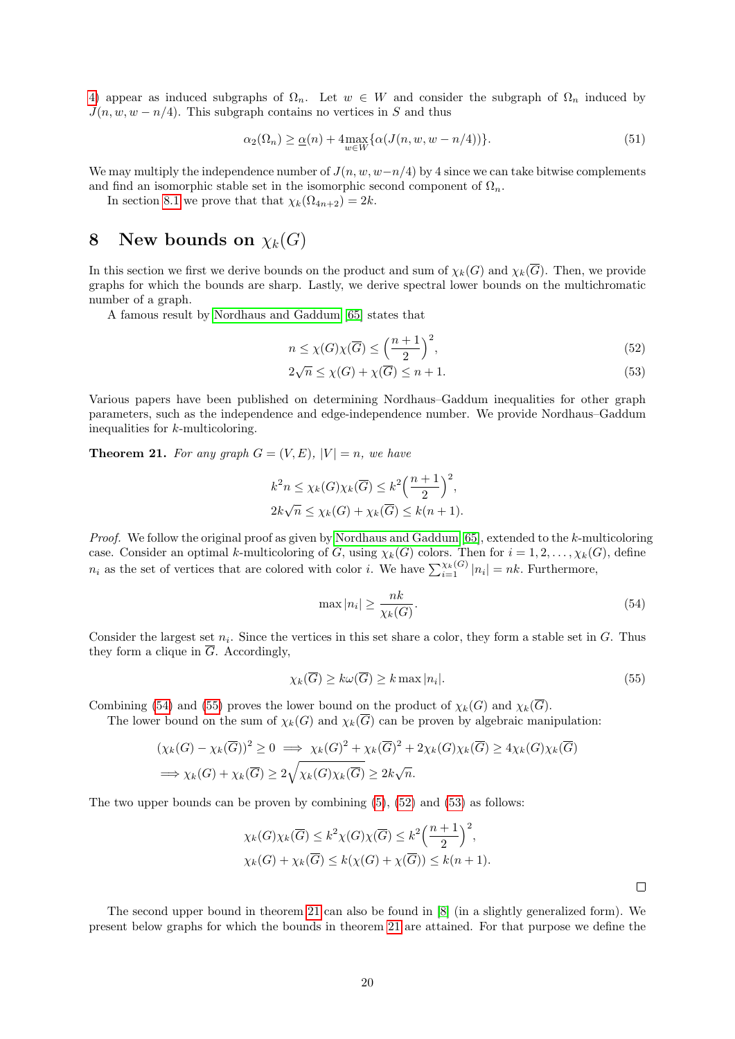4) appear as induced subgraphs of $\Omega_n$. Let $w \in W$ and consider the subgraph of $\Omega_n$ induced by $J(n, w, w - n/4)$. This subgraph contains no vertices in $S$ and thus

$$\alpha_2(\Omega_n) \geq \underline{\alpha}(n) + 4 \max_{w \in W} \{\alpha(J(n, w, w - n/4))\}. \tag{51}$$

We may multiply the independence number of $J(n, w, w-n/4)$ by 4 since we can take bitwise complements and find an isomorphic stable set in the isomorphic second component of $\Omega_n$.

In section 8.1 we prove that that $\chi_k(\Omega_{4n+2}) = 2k$.

# 8 New bounds on $\chi_k(G)$

In this section we first we derive bounds on the product and sum of $\chi_k(G)$ and $\chi_k(\overline{G})$. Then, we provide graphs for which the bounds are sharp. Lastly, we derive spectral lower bounds on the multichromatic number of a graph.

A famous result by Nordhaus and Gaddum [65] states that

$$n \leq \chi(G)\chi(\overline{G}) \leq \left(\frac{n+1}{2}\right)^2, \tag{52}$$

$$2\sqrt{n} \leq \chi(G) + \chi(\overline{G}) \leq n + 1. \tag{53}$$

Various papers have been published on determining Nordhaus–Gaddum inequalities for other graph parameters, such as the independence and edge-independence number. We provide Nordhaus–Gaddum inequalities for $k$-multicoloring.

**Theorem 21.** *For any graph $G = (V, E)$, $|V| = n$, we have*

$$k^2 n \leq \chi_k(G)\chi_k(\overline{G}) \leq k^2\left(\frac{n+1}{2}\right)^2,$$

$$2k\sqrt{n} \leq \chi_k(G) + \chi_k(\overline{G}) \leq k(n+1).$$

*Proof.* We follow the original proof as given by Nordhaus and Gaddum [65], extended to the $k$-multicoloring case. Consider an optimal $k$-multicoloring of $G$, using $\chi_k(G)$ colors. Then for $i = 1, 2, \ldots, \chi_k(G)$, define $n_i$ as the set of vertices that are colored with color $i$. We have $\sum_{i=1}^{\chi_k(G)} |n_i| = nk$. Furthermore,

$$\max |n_i| \geq \frac{nk}{\chi_k(G)}. \tag{54}$$

Consider the largest set $n_i$. Since the vertices in this set share a color, they form a stable set in $G$. Thus they form a clique in $\overline{G}$. Accordingly,

$$\chi_k(\overline{G}) \geq k\omega(\overline{G}) \geq k \max |n_i|. \tag{55}$$

Combining (54) and (55) proves the lower bound on the product of $\chi_k(G)$ and $\chi_k(\overline{G})$.

The lower bound on the sum of $\chi_k(G)$ and $\chi_k(\overline{G})$ can be proven by algebraic manipulation:

$$(\chi_k(G) - \chi_k(\overline{G}))^2 \geq 0 \implies \chi_k(G)^2 + \chi_k(\overline{G})^2 + 2\chi_k(G)\chi_k(\overline{G}) \geq 4\chi_k(G)\chi_k(\overline{G})$$

$$\implies \chi_k(G) + \chi_k(\overline{G}) \geq 2\sqrt{\chi_k(G)\chi_k(\overline{G})} \geq 2k\sqrt{n}.$$

The two upper bounds can be proven by combining (5), (52) and (53) as follows:

$$\chi_k(G)\chi_k(\overline{G}) \leq k^2\chi(G)\chi(\overline{G}) \leq k^2\left(\frac{n+1}{2}\right)^2,$$

$$\chi_k(G) + \chi_k(\overline{G}) \leq k(\chi(G) + \chi(\overline{G})) \leq k(n+1).$$

$\square$

The second upper bound in theorem 21 can also be found in [8] (in a slightly generalized form). We present below graphs for which the bounds in theorem 21 are attained. For that purpose we define the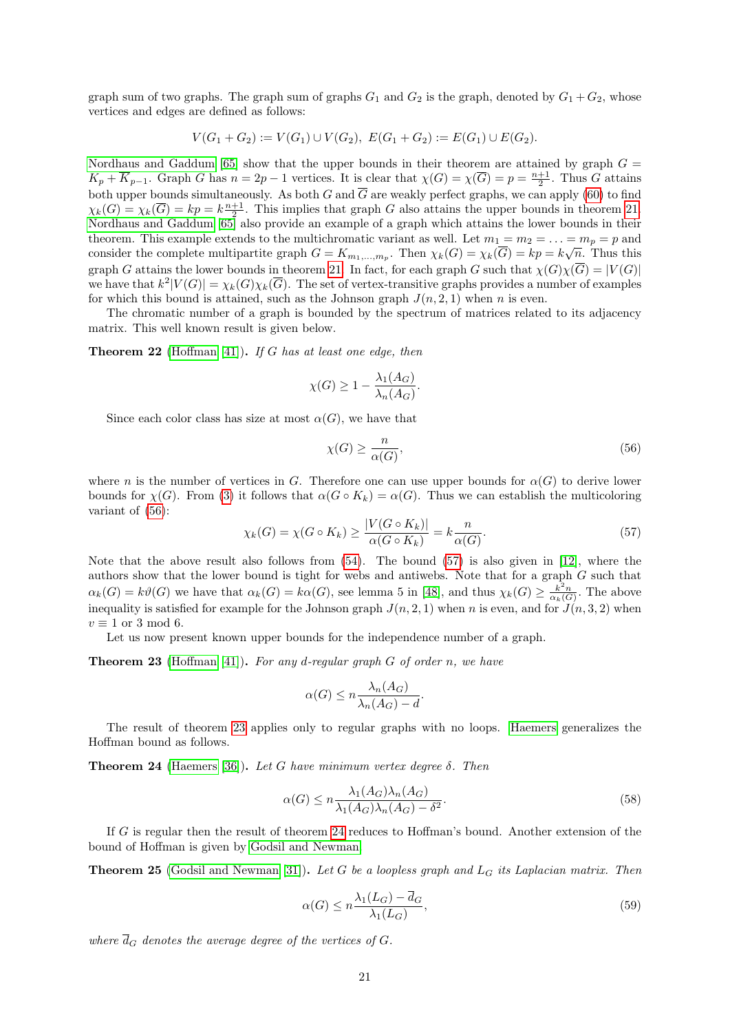graph sum of two graphs. The graph sum of graphs $G_1$ and $G_2$ is the graph, denoted by $G_1 + G_2$, whose vertices and edges are defined as follows:

$$V(G_1 + G_2) := V(G_1) \cup V(G_2),\ E(G_1 + G_2) := E(G_1) \cup E(G_2).$$

Nordhaus and Gaddum [65] show that the upper bounds in their theorem are attained by graph $G = K_p + \overline{K}_{p-1}$. Graph $G$ has $n = 2p-1$ vertices. It is clear that $\chi(G) = \chi(\overline{G}) = p = \frac{n+1}{2}$. Thus $G$ attains both upper bounds simultaneously. As both $G$ and $\overline{G}$ are weakly perfect graphs, we can apply (60) to find $\chi_k(G) = \chi_k(\overline{G}) = kp = k\frac{n+1}{2}$. This implies that graph $G$ also attains the upper bounds in theorem 21. Nordhaus and Gaddum [65] also provide an example of a graph which attains the lower bounds in their theorem. This example extends to the multichromatic variant as well. Let $m_1 = m_2 = \ldots = m_p = p$ and consider the complete multipartite graph $G = K_{m_1,\ldots,m_p}$. Then $\chi_k(G) = \chi_k(\overline{G}) = kp = k\sqrt{n}$. Thus this graph $G$ attains the lower bounds in theorem 21. In fact, for each graph $G$ such that $\chi(G)\chi(\overline{G}) = |V(G)|$ we have that $k^2|V(G)| = \chi_k(G)\chi_k(\overline{G})$. The set of vertex-transitive graphs provides a number of examples for which this bound is attained, such as the Johnson graph $J(n, 2, 1)$ when $n$ is even.

The chromatic number of a graph is bounded by the spectrum of matrices related to its adjacency matrix. This well known result is given below.

**Theorem 22** (Hoffman [41])**.** *If $G$ has at least one edge, then*

$$\chi(G) \geq 1 - \frac{\lambda_1(A_G)}{\lambda_n(A_G)}.$$

Since each color class has size at most $\alpha(G)$, we have that

$$\chi(G) \geq \frac{n}{\alpha(G)}, \tag{56}$$

where $n$ is the number of vertices in $G$. Therefore one can use upper bounds for $\alpha(G)$ to derive lower bounds for $\chi(G)$. From (3) it follows that $\alpha(G \circ K_k) = \alpha(G)$. Thus we can establish the multicoloring variant of (56):

$$\chi_k(G) = \chi(G \circ K_k) \geq \frac{|V(G \circ K_k)|}{\alpha(G \circ K_k)} = k\frac{n}{\alpha(G)}. \tag{57}$$

Note that the above result also follows from (54). The bound (57) is also given in [12], where the authors show that the lower bound is tight for webs and antiwebs. Note that for a graph $G$ such that $\alpha_k(G) = k\vartheta(G)$ we have that $\alpha_k(G) = k\alpha(G)$, see lemma 5 in [48], and thus $\chi_k(G) \geq \frac{k^2 n}{\alpha_k(G)}$. The above inequality is satisfied for example for the Johnson graph $J(n, 2, 1)$ when $n$ is even, and for $J(n, 3, 2)$ when $v \equiv 1$ or $3 \bmod 6$.

Let us now present known upper bounds for the independence number of a graph.

**Theorem 23** (Hoffman [41])**.** *For any $d$-regular graph $G$ of order $n$, we have*

$$\alpha(G) \leq n\frac{\lambda_n(A_G)}{\lambda_n(A_G) - d}.$$

The result of theorem 23 applies only to regular graphs with no loops. Haemers generalizes the Hoffman bound as follows.

**Theorem 24** (Haemers [36])**.** *Let $G$ have minimum vertex degree $\delta$. Then*

$$\alpha(G) \leq n\frac{\lambda_1(A_G)\lambda_n(A_G)}{\lambda_1(A_G)\lambda_n(A_G) - \delta^2}. \tag{58}$$

If $G$ is regular then the result of theorem 24 reduces to Hoffman's bound. Another extension of the bound of Hoffman is given by Godsil and Newman.

**Theorem 25** (Godsil and Newman [31])**.** *Let $G$ be a loopless graph and $L_G$ its Laplacian matrix. Then*

$$\alpha(G) \leq n\frac{\lambda_1(L_G) - \overline{d}_G}{\lambda_1(L_G)}, \tag{59}$$

*where $\overline{d}_G$ denotes the average degree of the vertices of $G$.*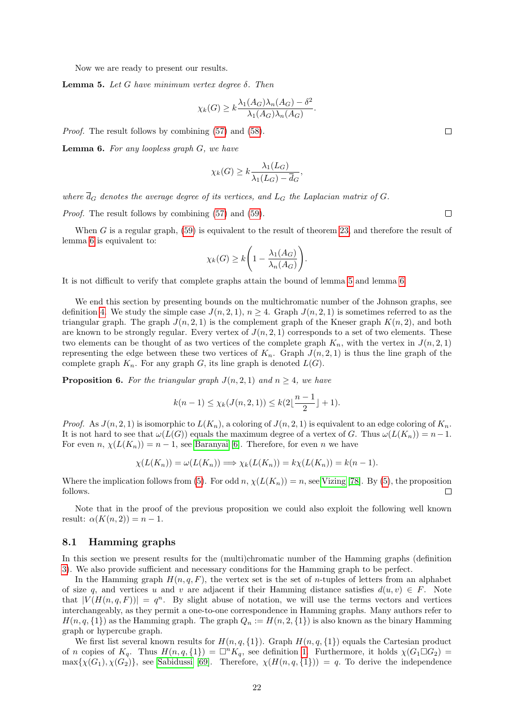Now we are ready to present our results.

**Lemma 5.** *Let $G$ have minimum vertex degree $\delta$. Then*

$$\chi_k(G) \geq k\frac{\lambda_1(A_G)\lambda_n(A_G) - \delta^2}{\lambda_1(A_G)\lambda_n(A_G)}.$$

*Proof.* The result follows by combining (57) and (58). □

**Lemma 6.** *For any loopless graph $G$, we have*

$$\chi_k(G) \geq k\frac{\lambda_1(L_G)}{\lambda_1(L_G) - \overline{d}_G},$$

*where $\overline{d}_G$ denotes the average degree of its vertices, and $L_G$ the Laplacian matrix of $G$.*

*Proof.* The result follows by combining (57) and (59). □

When $G$ is a regular graph, (59) is equivalent to the result of theorem 23, and therefore the result of lemma 6 is equivalent to:

$$\chi_k(G) \geq k\left(1 - \frac{\lambda_1(A_G)}{\lambda_n(A_G)}\right).$$

It is not difficult to verify that complete graphs attain the bound of lemma 5 and lemma 6.

We end this section by presenting bounds on the multichromatic number of the Johnson graphs, see definition 4. We study the simple case $J(n, 2, 1)$, $n \geq 4$. Graph $J(n, 2, 1)$ is sometimes referred to as the triangular graph. The graph $J(n, 2, 1)$ is the complement graph of the Kneser graph $K(n, 2)$, and both are known to be strongly regular. Every vertex of $J(n, 2, 1)$ corresponds to a set of two elements. These two elements can be thought of as two vertices of the complete graph $K_n$, with the vertex in $J(n, 2, 1)$ representing the edge between these two vertices of $K_n$. Graph $J(n, 2, 1)$ is thus the line graph of the complete graph $K_n$. For any graph $G$, its line graph is denoted $L(G)$.

**Proposition 6.** *For the triangular graph $J(n, 2, 1)$ and $n \geq 4$, we have*

$$k(n-1) \leq \chi_k(J(n, 2, 1)) \leq k(2\lfloor\frac{n-1}{2}\rfloor + 1).$$

*Proof.* As $J(n, 2, 1)$ is isomorphic to $L(K_n)$, a coloring of $J(n, 2, 1)$ is equivalent to an edge coloring of $K_n$. It is not hard to see that $\omega(L(G))$ equals the maximum degree of a vertex of $G$. Thus $\omega(L(K_n)) = n-1$. For even $n$, $\chi(L(K_n)) = n-1$, see Baranyai [6]. Therefore, for even $n$ we have

$$\chi(L(K_n)) = \omega(L(K_n)) \Longrightarrow \chi_k(L(K_n)) = k\chi(L(K_n)) = k(n-1).$$

Where the implication follows from (5). For odd $n$, $\chi(L(K_n)) = n$, see Vizing [78]. By (5), the proposition follows. □

Note that in the proof of the previous proposition we could also exploit the following well known result: $\alpha(K(n, 2)) = n - 1$.

### 8.1 Hamming graphs

In this section we present results for the (multi)chromatic number of the Hamming graphs (definition 3). We also provide sufficient and necessary conditions for the Hamming graph to be perfect.

In the Hamming graph $H(n, q, F)$, the vertex set is the set of $n$-tuples of letters from an alphabet of size $q$, and vertices $u$ and $v$ are adjacent if their Hamming distance satisfies $d(u, v) \in F$. Note that $|V(H(n, q, F))| = q^n$. By slight abuse of notation, we will use the terms vectors and vertices interchangeably, as they permit a one-to-one correspondence in Hamming graphs. Many authors refer to $H(n, q, \{1\})$ as the Hamming graph. The graph $Q_n := H(n, 2, \{1\})$ is also known as the binary Hamming graph or hypercube graph.

We first list several known results for $H(n, q, \{1\})$. Graph $H(n, q, \{1\})$ equals the Cartesian product of $n$ copies of $K_q$. Thus $H(n, q, \{1\}) = \square^n K_q$, see definition 1. Furthermore, it holds $\chi(G_1 \square G_2) = \max\{\chi(G_1), \chi(G_2)\}$, see Sabidussi [69]. Therefore, $\chi(H(n, q, \{1\})) = q$. To derive the independence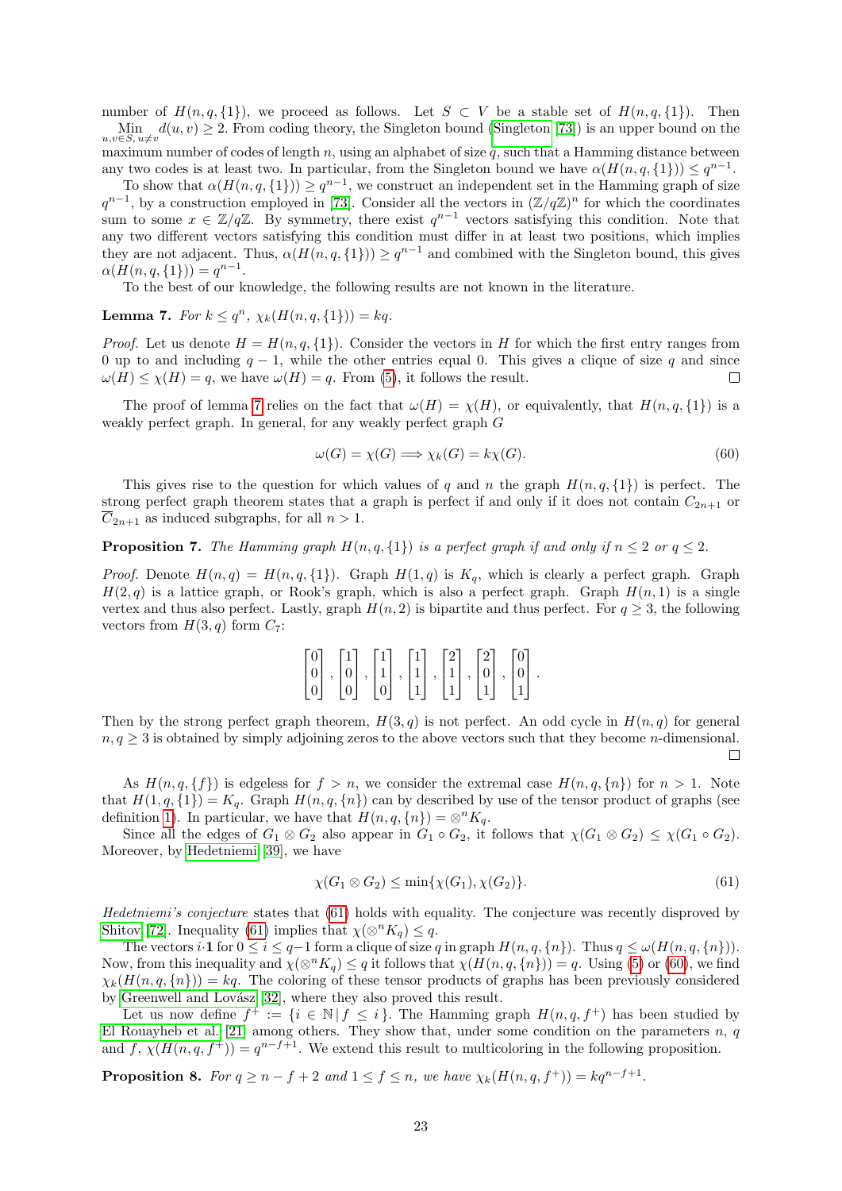number of $H(n,q,\{1\})$, we proceed as follows. Let $S \subset V$ be a stable set of $H(n,q,\{1\})$. Then $\underset{u,v \in S,\, u \neq v}{\text{Min}} d(u,v) \geq 2$. From coding theory, the Singleton bound (Singleton [73]) is an upper bound on the maximum number of codes of length $n$, using an alphabet of size $q$, such that a Hamming distance between any two codes is at least two. In particular, from the Singleton bound we have $\alpha(H(n,q,\{1\})) \leq q^{n-1}$.

To show that $\alpha(H(n,q,\{1\})) \geq q^{n-1}$, we construct an independent set in the Hamming graph of size $q^{n-1}$, by a construction employed in [73]. Consider all the vectors in $(\mathbb{Z}/q\mathbb{Z})^n$ for which the coordinates sum to some $x \in \mathbb{Z}/q\mathbb{Z}$. By symmetry, there exist $q^{n-1}$ vectors satisfying this condition. Note that any two different vectors satisfying this condition must differ in at least two positions, which implies they are not adjacent. Thus, $\alpha(H(n,q,\{1\})) \geq q^{n-1}$ and combined with the Singleton bound, this gives $\alpha(H(n,q,\{1\})) = q^{n-1}$.

To the best of our knowledge, the following results are not known in the literature.

**Lemma 7.** *For $k \leq q^n$, $\chi_k(H(n,q,\{1\})) = kq$.*

*Proof.* Let us denote $H = H(n,q,\{1\})$. Consider the vectors in $H$ for which the first entry ranges from 0 up to and including $q-1$, while the other entries equal 0. This gives a clique of size $q$ and since $\omega(H) \leq \chi(H) = q$, we have $\omega(H) = q$. From (5), it follows the result. □

The proof of lemma 7 relies on the fact that $\omega(H) = \chi(H)$, or equivalently, that $H(n,q,\{1\})$ is a weakly perfect graph. In general, for any weakly perfect graph $G$

$$\omega(G) = \chi(G) \implies \chi_k(G) = k\chi(G). \tag{60}$$

This gives rise to the question for which values of $q$ and $n$ the graph $H(n,q,\{1\})$ is perfect. The strong perfect graph theorem states that a graph is perfect if and only if it does not contain $C_{2n+1}$ or $\overline{C}_{2n+1}$ as induced subgraphs, for all $n > 1$.

**Proposition 7.** *The Hamming graph $H(n,q,\{1\})$ is a perfect graph if and only if $n \leq 2$ or $q \leq 2$.*

*Proof.* Denote $H(n,q) = H(n,q,\{1\})$. Graph $H(1,q)$ is $K_q$, which is clearly a perfect graph. Graph $H(2,q)$ is a lattice graph, or Rook's graph, which is also a perfect graph. Graph $H(n,1)$ is a single vertex and thus also perfect. Lastly, graph $H(n,2)$ is bipartite and thus perfect. For $q \geq 3$, the following vectors from $H(3,q)$ form $C_7$:

$$\begin{bmatrix}0\\0\\0\end{bmatrix}, \begin{bmatrix}1\\0\\0\end{bmatrix}, \begin{bmatrix}1\\1\\0\end{bmatrix}, \begin{bmatrix}1\\1\\1\end{bmatrix}, \begin{bmatrix}2\\1\\1\end{bmatrix}, \begin{bmatrix}2\\0\\1\end{bmatrix}, \begin{bmatrix}0\\0\\1\end{bmatrix}.$$

Then by the strong perfect graph theorem, $H(3,q)$ is not perfect. An odd cycle in $H(n,q)$ for general $n, q \geq 3$ is obtained by simply adjoining zeros to the above vectors such that they become $n$-dimensional. □

As $H(n,q,\{f\})$ is edgeless for $f > n$, we consider the extremal case $H(n,q,\{n\})$ for $n > 1$. Note that $H(1,q,\{1\}) = K_q$. Graph $H(n,q,\{n\})$ can by described by use of the tensor product of graphs (see definition 1). In particular, we have that $H(n,q,\{n\}) = \otimes^n K_q$.

Since all the edges of $G_1 \otimes G_2$ also appear in $G_1 \circ G_2$, it follows that $\chi(G_1 \otimes G_2) \leq \chi(G_1 \circ G_2)$. Moreover, by Hedetniemi [39], we have

$$\chi(G_1 \otimes G_2) \leq \min\{\chi(G_1), \chi(G_2)\}. \tag{61}$$

*Hedetniemi's conjecture* states that (61) holds with equality. The conjecture was recently disproved by Shitov [72]. Inequality (61) implies that $\chi(\otimes^n K_q) \leq q$.

The vectors $i \cdot \mathbf{1}$ for $0 \leq i \leq q-1$ form a clique of size $q$ in graph $H(n,q,\{n\})$. Thus $q \leq \omega(H(n,q,\{n\}))$. Now, from this inequality and $\chi(\otimes^n K_q) \leq q$ it follows that $\chi(H(n,q,\{n\})) = q$. Using (5) or (60), we find $\chi_k(H(n,q,\{n\})) = kq$. The coloring of these tensor products of graphs has been previously considered by Greenwell and Lovász [32], where they also proved this result.

Let us now define $f^+ := \{i \in \mathbb{N} \,|\, f \leq i\}$. The Hamming graph $H(n,q,f^+)$ has been studied by El Rouayheb et al. [21] among others. They show that, under some condition on the parameters $n$, $q$ and $f$, $\chi(H(n,q,f^+)) = q^{n-f+1}$. We extend this result to multicoloring in the following proposition.

**Proposition 8.** *For $q \geq n - f + 2$ and $1 \leq f \leq n$, we have $\chi_k(H(n,q,f^+)) = kq^{n-f+1}$.*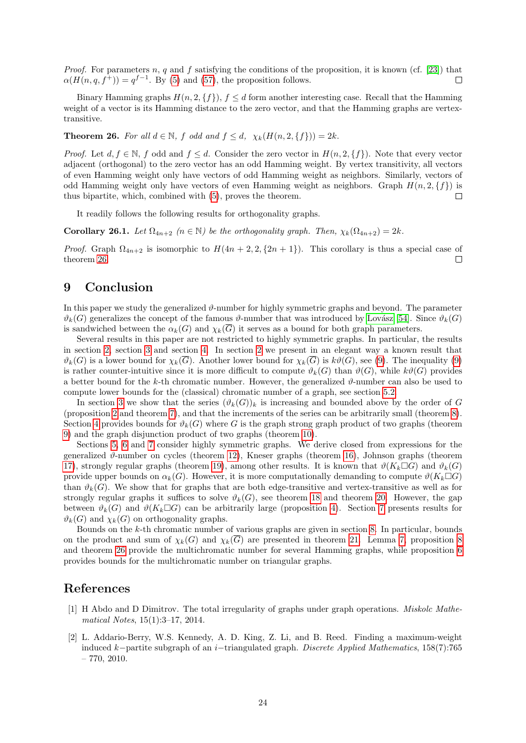*Proof.* For parameters $n$, $q$ and $f$ satisfying the conditions of the proposition, it is known (cf. [23]) that $\alpha(H(n,q,f^+)) = q^{f-1}$. By (5) and (57), the proposition follows. □

Binary Hamming graphs $H(n,2,\{f\})$, $f \leq d$ form another interesting case. Recall that the Hamming weight of a vector is its Hamming distance to the zero vector, and that the Hamming graphs are vertex-transitive.

**Theorem 26.** *For all $d \in \mathbb{N}$, $f$ odd and $f \leq d$, $\chi_k(H(n,2,\{f\})) = 2k$.*

*Proof.* Let $d, f \in \mathbb{N}$, $f$ odd and $f \leq d$. Consider the zero vector in $H(n,2,\{f\})$. Note that every vector adjacent (orthogonal) to the zero vector has an odd Hamming weight. By vertex transitivity, all vectors of even Hamming weight only have vectors of odd Hamming weight as neighbors. Similarly, vectors of odd Hamming weight only have vectors of even Hamming weight as neighbors. Graph $H(n,2,\{f\})$ is thus bipartite, which, combined with (5), proves the theorem. □

It readily follows the following results for orthogonality graphs.

**Corollary 26.1.** *Let $\Omega_{4n+2}$ ($n \in \mathbb{N}$) be the orthogonality graph. Then, $\chi_k(\Omega_{4n+2}) = 2k$.*

*Proof.* Graph $\Omega_{4n+2}$ is isomorphic to $H(4n+2, 2, \{2n+1\})$. This corollary is thus a special case of theorem 26. □

## 9 Conclusion

In this paper we study the generalized $\vartheta$-number for highly symmetric graphs and beyond. The parameter $\vartheta_k(G)$ generalizes the concept of the famous $\vartheta$-number that was introduced by Lovász [54]. Since $\vartheta_k(G)$ is sandwiched between the $\alpha_k(G)$ and $\chi_k(\overline{G})$ it serves as a bound for both graph parameters.

Several results in this paper are not restricted to highly symmetric graphs. In particular, the results in section 2, section 3 and section 4. In section 2 we present in an elegant way a known result that $\vartheta_k(G)$ is a lower bound for $\chi_k(\overline{G})$. Another lower bound for $\chi_k(\overline{G})$ is $k\vartheta(G)$, see (9). The inequality (9) is rather counter-intuitive since it is more difficult to compute $\vartheta_k(G)$ than $\vartheta(G)$, while $k\vartheta(G)$ provides a better bound for the $k$-th chromatic number. However, the generalized $\vartheta$-number can also be used to compute lower bounds for the (classical) chromatic number of a graph, see section 5.2.

In section 3 we show that the series $(\vartheta_k(G))_k$ is increasing and bounded above by the order of $G$ (proposition 2 and theorem 7), and that the increments of the series can be arbitrarily small (theorem 8). Section 4 provides bounds for $\vartheta_k(G)$ where $G$ is the graph strong graph product of two graphs (theorem 9) and the graph disjunction product of two graphs (theorem 10).

Sections 5, 6 and 7 consider highly symmetric graphs. We derive closed from expressions for the generalized $\vartheta$-number on cycles (theorem 12), Kneser graphs (theorem 16), Johnson graphs (theorem 17), strongly regular graphs (theorem 19), among other results. It is known that $\vartheta(K_k \square G)$ and $\vartheta_k(G)$ provide upper bounds on $\alpha_k(G)$. However, it is more computationally demanding to compute $\vartheta(K_k \square G)$ than $\vartheta_k(G)$. We show that for graphs that are both edge-transitive and vertex-transitive as well as for strongly regular graphs it suffices to solve $\vartheta_k(G)$, see theorem 18 and theorem 20. However, the gap between $\vartheta_k(G)$ and $\vartheta(K_k \square G)$ can be arbitrarily large (proposition 4). Section 7 presents results for $\vartheta_k(G)$ and $\chi_k(G)$ on orthogonality graphs.

Bounds on the $k$-th chromatic number of various graphs are given in section 8. In particular, bounds on the product and sum of $\chi_k(G)$ and $\chi_k(\overline{G})$ are presented in theorem 21. Lemma 7, proposition 8 and theorem 26 provide the multichromatic number for several Hamming graphs, while proposition 6 provides bounds for the multichromatic number on triangular graphs.

## References

[1] H Abdo and D Dimitrov. The total irregularity of graphs under graph operations. *Miskolc Mathematical Notes*, 15(1):3–17, 2014.

[2] L. Addario-Berry, W.S. Kennedy, A. D. King, Z. Li, and B. Reed. Finding a maximum-weight induced $k$−partite subgraph of an $i$−triangulated graph. *Discrete Applied Mathematics*, 158(7):765 – 770, 2010.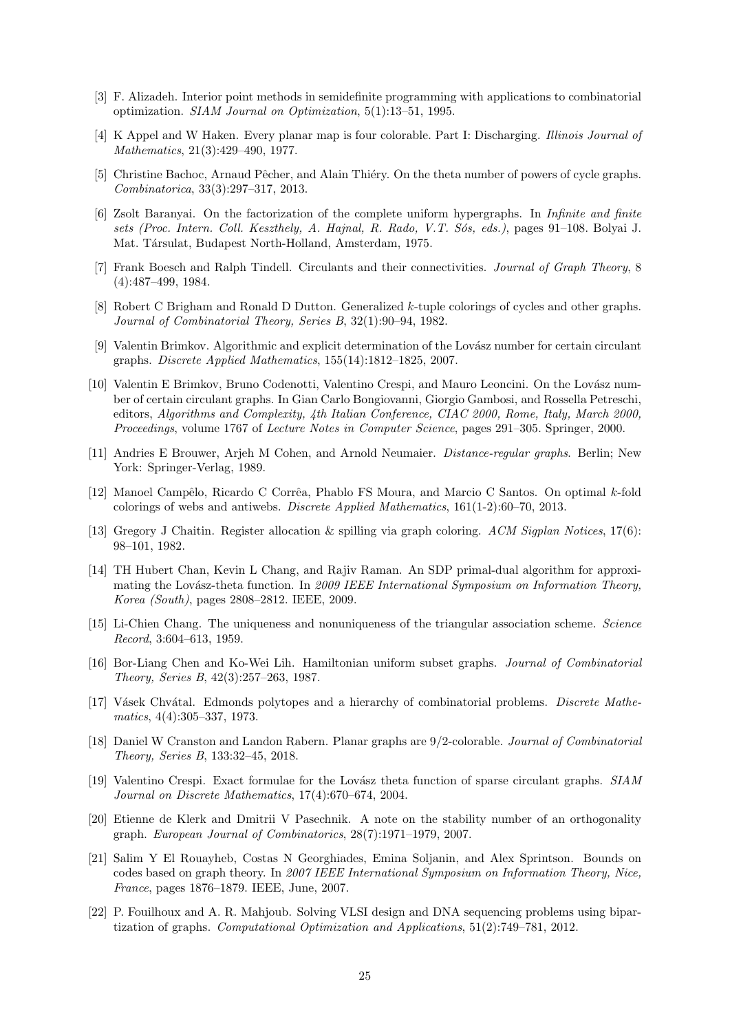[3] F. Alizadeh. Interior point methods in semidefinite programming with applications to combinatorial optimization. *SIAM Journal on Optimization*, 5(1):13–51, 1995.

[4] K Appel and W Haken. Every planar map is four colorable. Part I: Discharging. *Illinois Journal of Mathematics*, 21(3):429–490, 1977.

[5] Christine Bachoc, Arnaud Pêcher, and Alain Thiéry. On the theta number of powers of cycle graphs. *Combinatorica*, 33(3):297–317, 2013.

[6] Zsolt Baranyai. On the factorization of the complete uniform hypergraphs. In *Infinite and finite sets (Proc. Intern. Coll. Keszthely, A. Hajnal, R. Rado, V.T. Sós, eds.)*, pages 91–108. Bolyai J. Mat. Társulat, Budapest North-Holland, Amsterdam, 1975.

[7] Frank Boesch and Ralph Tindell. Circulants and their connectivities. *Journal of Graph Theory*, 8 (4):487–499, 1984.

[8] Robert C Brigham and Ronald D Dutton. Generalized $k$-tuple colorings of cycles and other graphs. *Journal of Combinatorial Theory, Series B*, 32(1):90–94, 1982.

[9] Valentin Brimkov. Algorithmic and explicit determination of the Lovász number for certain circulant graphs. *Discrete Applied Mathematics*, 155(14):1812–1825, 2007.

[10] Valentin E Brimkov, Bruno Codenotti, Valentino Crespi, and Mauro Leoncini. On the Lovász number of certain circulant graphs. In Gian Carlo Bongiovanni, Giorgio Gambosi, and Rossella Petreschi, editors, *Algorithms and Complexity, 4th Italian Conference, CIAC 2000, Rome, Italy, March 2000, Proceedings*, volume 1767 of *Lecture Notes in Computer Science*, pages 291–305. Springer, 2000.

[11] Andries E Brouwer, Arjeh M Cohen, and Arnold Neumaier. *Distance-regular graphs*. Berlin; New York: Springer-Verlag, 1989.

[12] Manoel Campêlo, Ricardo C Corrêa, Phablo FS Moura, and Marcio C Santos. On optimal $k$-fold colorings of webs and antiwebs. *Discrete Applied Mathematics*, 161(1-2):60–70, 2013.

[13] Gregory J Chaitin. Register allocation & spilling via graph coloring. *ACM Sigplan Notices*, 17(6): 98–101, 1982.

[14] TH Hubert Chan, Kevin L Chang, and Rajiv Raman. An SDP primal-dual algorithm for approximating the Lovász-theta function. In *2009 IEEE International Symposium on Information Theory, Korea (South)*, pages 2808–2812. IEEE, 2009.

[15] Li-Chien Chang. The uniqueness and nonuniqueness of the triangular association scheme. *Science Record*, 3:604–613, 1959.

[16] Bor-Liang Chen and Ko-Wei Lih. Hamiltonian uniform subset graphs. *Journal of Combinatorial Theory, Series B*, 42(3):257–263, 1987.

[17] Vásek Chvátal. Edmonds polytopes and a hierarchy of combinatorial problems. *Discrete Mathematics*, 4(4):305–337, 1973.

[18] Daniel W Cranston and Landon Rabern. Planar graphs are 9/2-colorable. *Journal of Combinatorial Theory, Series B*, 133:32–45, 2018.

[19] Valentino Crespi. Exact formulae for the Lovász theta function of sparse circulant graphs. *SIAM Journal on Discrete Mathematics*, 17(4):670–674, 2004.

[20] Etienne de Klerk and Dmitrii V Pasechnik. A note on the stability number of an orthogonality graph. *European Journal of Combinatorics*, 28(7):1971–1979, 2007.

[21] Salim Y El Rouayheb, Costas N Georghiades, Emina Soljanin, and Alex Sprintson. Bounds on codes based on graph theory. In *2007 IEEE International Symposium on Information Theory, Nice, France*, pages 1876–1879. IEEE, June, 2007.

[22] P. Fouilhoux and A. R. Mahjoub. Solving VLSI design and DNA sequencing problems using bipartization of graphs. *Computational Optimization and Applications*, 51(2):749–781, 2012.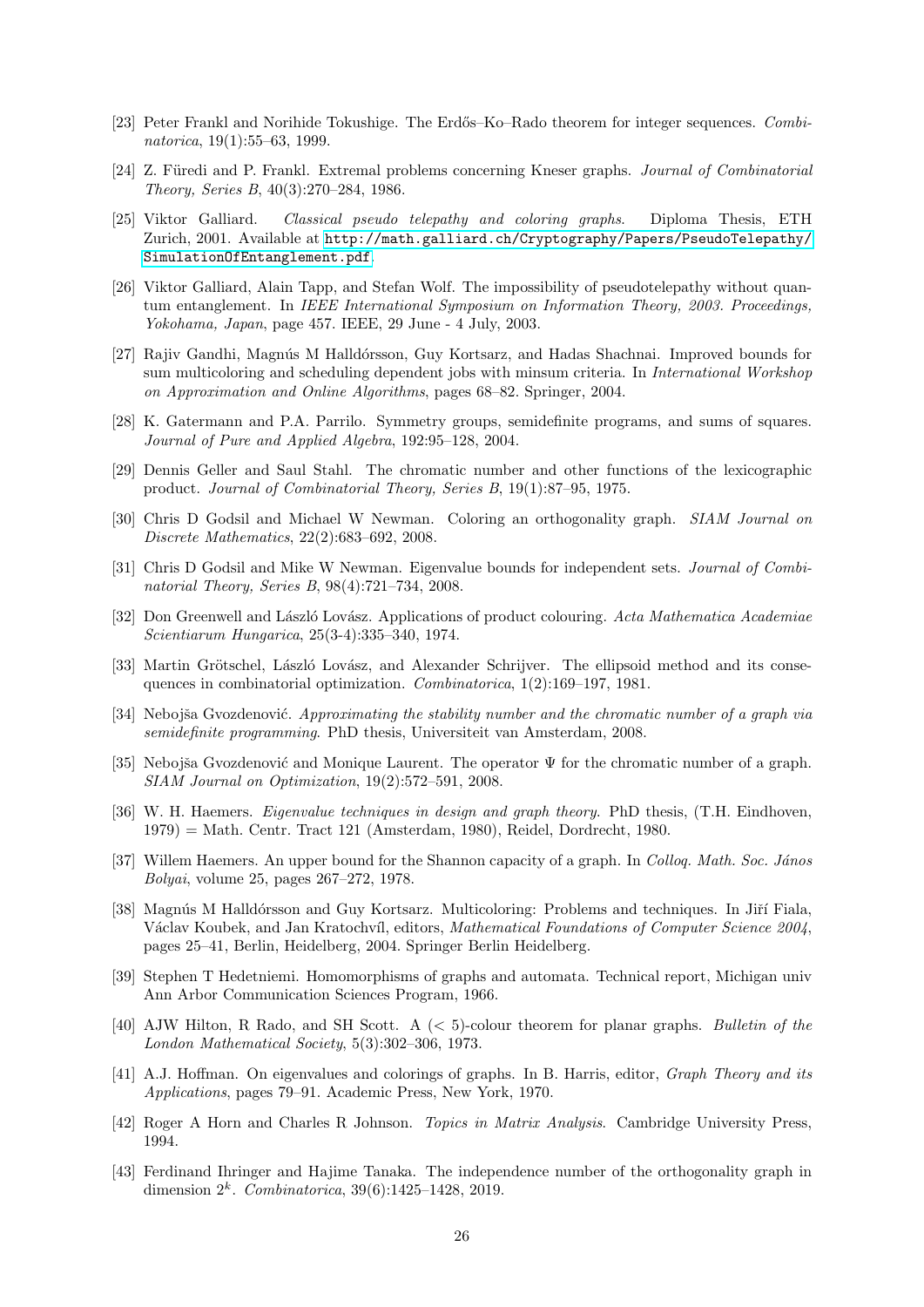[23] Peter Frankl and Norihide Tokushige. The Erdős–Ko–Rado theorem for integer sequences. *Combinatorica*, 19(1):55–63, 1999.

[24] Z. Füredi and P. Frankl. Extremal problems concerning Kneser graphs. *Journal of Combinatorial Theory, Series B*, 40(3):270–284, 1986.

[25] Viktor Galliard. *Classical pseudo telepathy and coloring graphs*. Diploma Thesis, ETH Zurich, 2001. Available at http://math.galliard.ch/Cryptography/Papers/PseudoTelepathy/SimulationOfEntanglement.pdf.

[26] Viktor Galliard, Alain Tapp, and Stefan Wolf. The impossibility of pseudotelepathy without quantum entanglement. In *IEEE International Symposium on Information Theory, 2003. Proceedings, Yokohama, Japan*, page 457. IEEE, 29 June - 4 July, 2003.

[27] Rajiv Gandhi, Magnús M Halldórsson, Guy Kortsarz, and Hadas Shachnai. Improved bounds for sum multicoloring and scheduling dependent jobs with minsum criteria. In *International Workshop on Approximation and Online Algorithms*, pages 68–82. Springer, 2004.

[28] K. Gatermann and P.A. Parrilo. Symmetry groups, semidefinite programs, and sums of squares. *Journal of Pure and Applied Algebra*, 192:95–128, 2004.

[29] Dennis Geller and Saul Stahl. The chromatic number and other functions of the lexicographic product. *Journal of Combinatorial Theory, Series B*, 19(1):87–95, 1975.

[30] Chris D Godsil and Michael W Newman. Coloring an orthogonality graph. *SIAM Journal on Discrete Mathematics*, 22(2):683–692, 2008.

[31] Chris D Godsil and Mike W Newman. Eigenvalue bounds for independent sets. *Journal of Combinatorial Theory, Series B*, 98(4):721–734, 2008.

[32] Don Greenwell and László Lovász. Applications of product colouring. *Acta Mathematica Academiae Scientiarum Hungarica*, 25(3-4):335–340, 1974.

[33] Martin Grötschel, László Lovász, and Alexander Schrijver. The ellipsoid method and its consequences in combinatorial optimization. *Combinatorica*, 1(2):169–197, 1981.

[34] Nebojša Gvozdenović. *Approximating the stability number and the chromatic number of a graph via semidefinite programming*. PhD thesis, Universiteit van Amsterdam, 2008.

[35] Nebojša Gvozdenović and Monique Laurent. The operator $\Psi$ for the chromatic number of a graph. *SIAM Journal on Optimization*, 19(2):572–591, 2008.

[36] W. H. Haemers. *Eigenvalue techniques in design and graph theory*. PhD thesis, (T.H. Eindhoven, 1979) = Math. Centr. Tract 121 (Amsterdam, 1980), Reidel, Dordrecht, 1980.

[37] Willem Haemers. An upper bound for the Shannon capacity of a graph. In *Colloq. Math. Soc. János Bolyai*, volume 25, pages 267–272, 1978.

[38] Magnús M Halldórsson and Guy Kortsarz. Multicoloring: Problems and techniques. In Jiří Fiala, Václav Koubek, and Jan Kratochvíl, editors, *Mathematical Foundations of Computer Science 2004*, pages 25–41, Berlin, Heidelberg, 2004. Springer Berlin Heidelberg.

[39] Stephen T Hedetniemi. Homomorphisms of graphs and automata. Technical report, Michigan univ Ann Arbor Communication Sciences Program, 1966.

[40] AJW Hilton, R Rado, and SH Scott. A ($< 5$)-colour theorem for planar graphs. *Bulletin of the London Mathematical Society*, 5(3):302–306, 1973.

[41] A.J. Hoffman. On eigenvalues and colorings of graphs. In B. Harris, editor, *Graph Theory and its Applications*, pages 79–91. Academic Press, New York, 1970.

[42] Roger A Horn and Charles R Johnson. *Topics in Matrix Analysis*. Cambridge University Press, 1994.

[43] Ferdinand Ihringer and Hajime Tanaka. The independence number of the orthogonality graph in dimension $2^k$. *Combinatorica*, 39(6):1425–1428, 2019.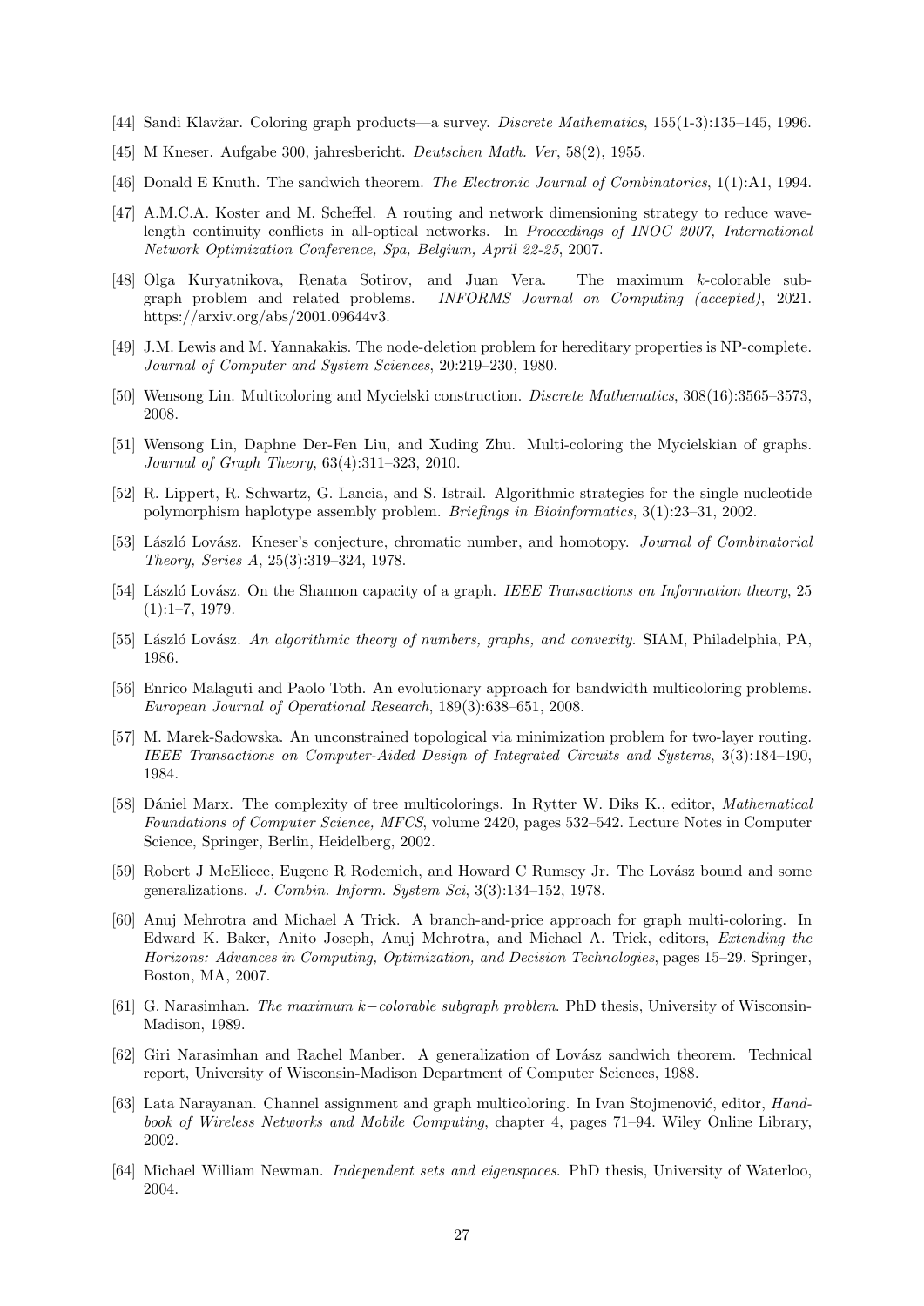[44] Sandi Klavžar. Coloring graph products—a survey. *Discrete Mathematics*, 155(1-3):135–145, 1996.

[45] M Kneser. Aufgabe 300, jahresbericht. *Deutschen Math. Ver*, 58(2), 1955.

[46] Donald E Knuth. The sandwich theorem. *The Electronic Journal of Combinatorics*, 1(1):A1, 1994.

[47] A.M.C.A. Koster and M. Scheffel. A routing and network dimensioning strategy to reduce wavelength continuity conflicts in all-optical networks. In *Proceedings of INOC 2007, International Network Optimization Conference, Spa, Belgium, April 22-25*, 2007.

[48] Olga Kuryatnikova, Renata Sotirov, and Juan Vera. The maximum $k$-colorable subgraph problem and related problems. *INFORMS Journal on Computing (accepted)*, 2021. https://arxiv.org/abs/2001.09644v3.

[49] J.M. Lewis and M. Yannakakis. The node-deletion problem for hereditary properties is NP-complete. *Journal of Computer and System Sciences*, 20:219–230, 1980.

[50] Wensong Lin. Multicoloring and Mycielski construction. *Discrete Mathematics*, 308(16):3565–3573, 2008.

[51] Wensong Lin, Daphne Der-Fen Liu, and Xuding Zhu. Multi-coloring the Mycielskian of graphs. *Journal of Graph Theory*, 63(4):311–323, 2010.

[52] R. Lippert, R. Schwartz, G. Lancia, and S. Istrail. Algorithmic strategies for the single nucleotide polymorphism haplotype assembly problem. *Briefings in Bioinformatics*, 3(1):23–31, 2002.

[53] László Lovász. Kneser's conjecture, chromatic number, and homotopy. *Journal of Combinatorial Theory, Series A*, 25(3):319–324, 1978.

[54] László Lovász. On the Shannon capacity of a graph. *IEEE Transactions on Information theory*, 25 (1):1–7, 1979.

[55] László Lovász. *An algorithmic theory of numbers, graphs, and convexity*. SIAM, Philadelphia, PA, 1986.

[56] Enrico Malaguti and Paolo Toth. An evolutionary approach for bandwidth multicoloring problems. *European Journal of Operational Research*, 189(3):638–651, 2008.

[57] M. Marek-Sadowska. An unconstrained topological via minimization problem for two-layer routing. *IEEE Transactions on Computer-Aided Design of Integrated Circuits and Systems*, 3(3):184–190, 1984.

[58] Dániel Marx. The complexity of tree multicolorings. In Rytter W. Diks K., editor, *Mathematical Foundations of Computer Science, MFCS*, volume 2420, pages 532–542. Lecture Notes in Computer Science, Springer, Berlin, Heidelberg, 2002.

[59] Robert J McEliece, Eugene R Rodemich, and Howard C Rumsey Jr. The Lovász bound and some generalizations. *J. Combin. Inform. System Sci*, 3(3):134–152, 1978.

[60] Anuj Mehrotra and Michael A Trick. A branch-and-price approach for graph multi-coloring. In Edward K. Baker, Anito Joseph, Anuj Mehrotra, and Michael A. Trick, editors, *Extending the Horizons: Advances in Computing, Optimization, and Decision Technologies*, pages 15–29. Springer, Boston, MA, 2007.

[61] G. Narasimhan. *The maximum $k-$colorable subgraph problem*. PhD thesis, University of Wisconsin-Madison, 1989.

[62] Giri Narasimhan and Rachel Manber. A generalization of Lovász sandwich theorem. Technical report, University of Wisconsin-Madison Department of Computer Sciences, 1988.

[63] Lata Narayanan. Channel assignment and graph multicoloring. In Ivan Stojmenović, editor, *Handbook of Wireless Networks and Mobile Computing*, chapter 4, pages 71–94. Wiley Online Library, 2002.

[64] Michael William Newman. *Independent sets and eigenspaces*. PhD thesis, University of Waterloo, 2004.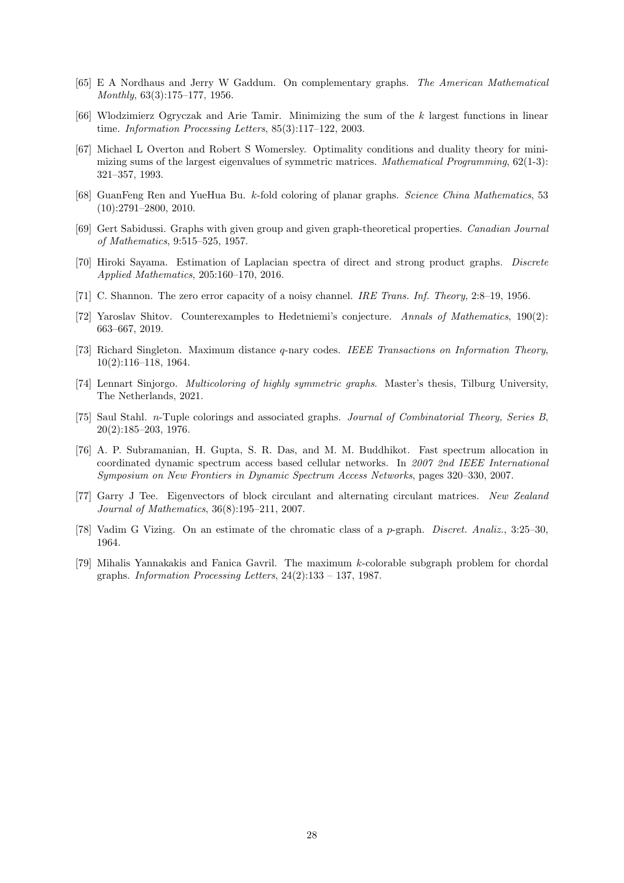[65] E A Nordhaus and Jerry W Gaddum. On complementary graphs. *The American Mathematical Monthly*, 63(3):175–177, 1956.

[66] Wlodzimierz Ogryczak and Arie Tamir. Minimizing the sum of the $k$ largest functions in linear time. *Information Processing Letters*, 85(3):117–122, 2003.

[67] Michael L Overton and Robert S Womersley. Optimality conditions and duality theory for minimizing sums of the largest eigenvalues of symmetric matrices. *Mathematical Programming*, 62(1-3): 321–357, 1993.

[68] GuanFeng Ren and YueHua Bu. $k$-fold coloring of planar graphs. *Science China Mathematics*, 53 (10):2791–2800, 2010.

[69] Gert Sabidussi. Graphs with given group and given graph-theoretical properties. *Canadian Journal of Mathematics*, 9:515–525, 1957.

[70] Hiroki Sayama. Estimation of Laplacian spectra of direct and strong product graphs. *Discrete Applied Mathematics*, 205:160–170, 2016.

[71] C. Shannon. The zero error capacity of a noisy channel. *IRE Trans. Inf. Theory*, 2:8–19, 1956.

[72] Yaroslav Shitov. Counterexamples to Hedetniemi's conjecture. *Annals of Mathematics*, 190(2): 663–667, 2019.

[73] Richard Singleton. Maximum distance $q$-nary codes. *IEEE Transactions on Information Theory*, 10(2):116–118, 1964.

[74] Lennart Sinjorgo. *Multicoloring of highly symmetric graphs*. Master's thesis, Tilburg University, The Netherlands, 2021.

[75] Saul Stahl. $n$-Tuple colorings and associated graphs. *Journal of Combinatorial Theory, Series B*, 20(2):185–203, 1976.

[76] A. P. Subramanian, H. Gupta, S. R. Das, and M. M. Buddhikot. Fast spectrum allocation in coordinated dynamic spectrum access based cellular networks. In *2007 2nd IEEE International Symposium on New Frontiers in Dynamic Spectrum Access Networks*, pages 320–330, 2007.

[77] Garry J Tee. Eigenvectors of block circulant and alternating circulant matrices. *New Zealand Journal of Mathematics*, 36(8):195–211, 2007.

[78] Vadim G Vizing. On an estimate of the chromatic class of a $p$-graph. *Discret. Analiz.*, 3:25–30, 1964.

[79] Mihalis Yannakakis and Fanica Gavril. The maximum $k$-colorable subgraph problem for chordal graphs. *Information Processing Letters*, 24(2):133 – 137, 1987.